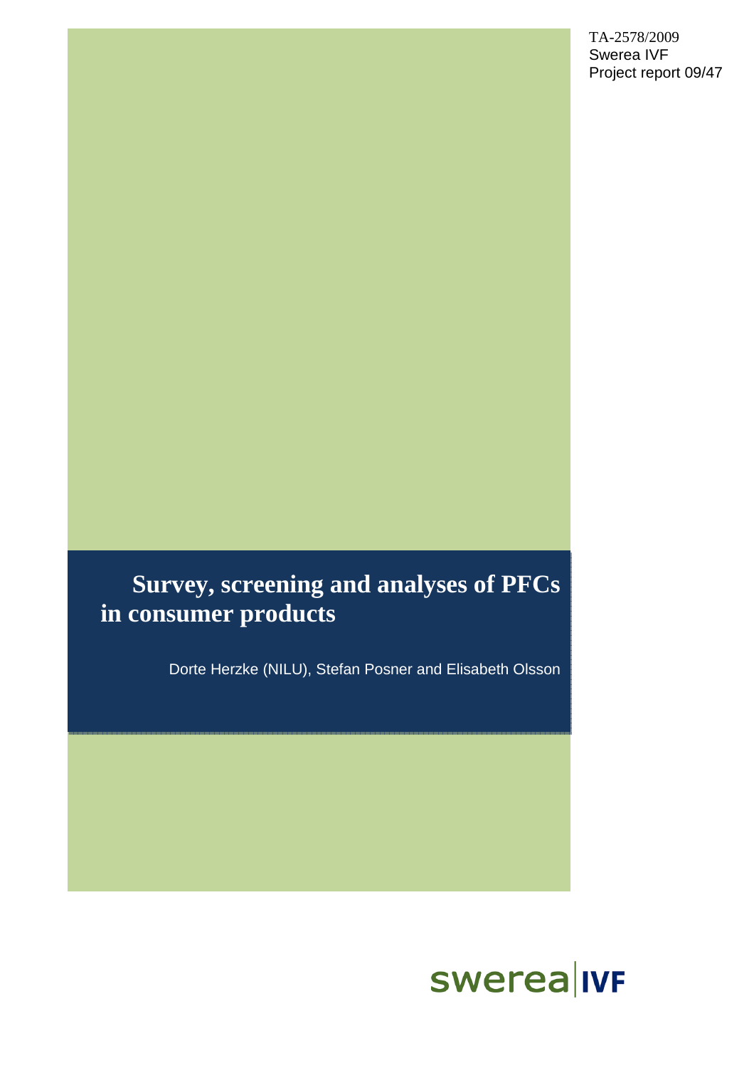TA-2578/2009
Swerea IVF
Project report 09/47

# Survey, screening and analyses of PFCs in consumer products

Dorte Herzke (NILU), Stefan Posner and Elisabeth Olsson

swerea IVF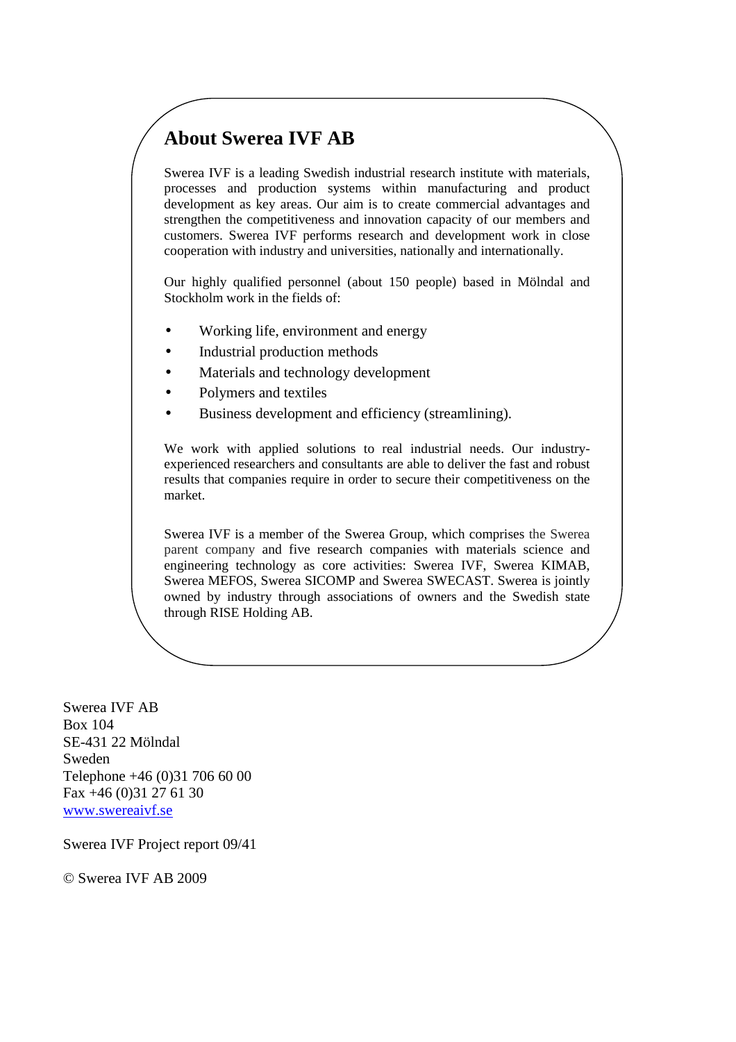## About Swerea IVF AB

Swerea IVF is a leading Swedish industrial research institute with materials, processes and production systems within manufacturing and product development as key areas. Our aim is to create commercial advantages and strengthen the competitiveness and innovation capacity of our members and customers. Swerea IVF performs research and development work in close cooperation with industry and universities, nationally and internationally.

Our highly qualified personnel (about 150 people) based in Mölndal and Stockholm work in the fields of:

- Working life, environment and energy
- Industrial production methods
- Materials and technology development
- Polymers and textiles
- Business development and efficiency (streamlining).

We work with applied solutions to real industrial needs. Our industry-experienced researchers and consultants are able to deliver the fast and robust results that companies require in order to secure their competitiveness on the market.

Swerea IVF is a member of the Swerea Group, which comprises the Swerea parent company and five research companies with materials science and engineering technology as core activities: Swerea IVF, Swerea KIMAB, Swerea MEFOS, Swerea SICOMP and Swerea SWECAST. Swerea is jointly owned by industry through associations of owners and the Swedish state through RISE Holding AB.

Swerea IVF AB
Box 104
SE-431 22 Mölndal
Sweden
Telephone +46 (0)31 706 60 00
Fax +46 (0)31 27 61 30
www.swereaivf.se

Swerea IVF Project report 09/41

© Swerea IVF AB 2009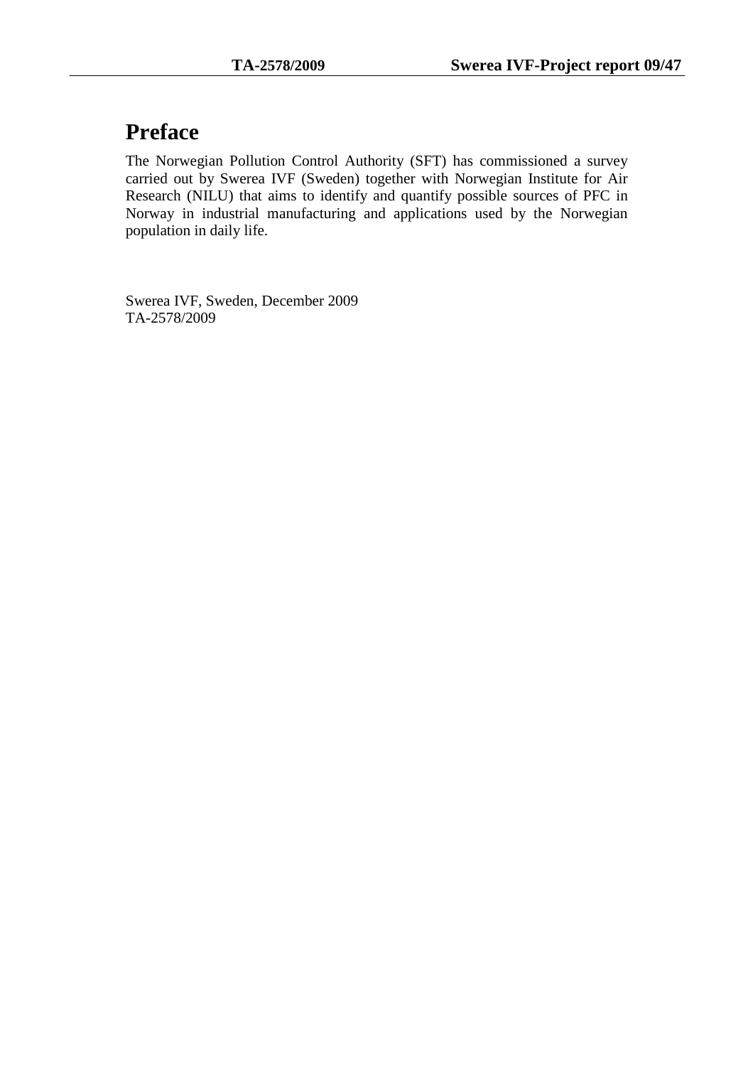# Preface

The Norwegian Pollution Control Authority (SFT) has commissioned a survey carried out by Swerea IVF (Sweden) together with Norwegian Institute for Air Research (NILU) that aims to identify and quantify possible sources of PFC in Norway in industrial manufacturing and applications used by the Norwegian population in daily life.

Swerea IVF, Sweden, December 2009
TA-2578/2009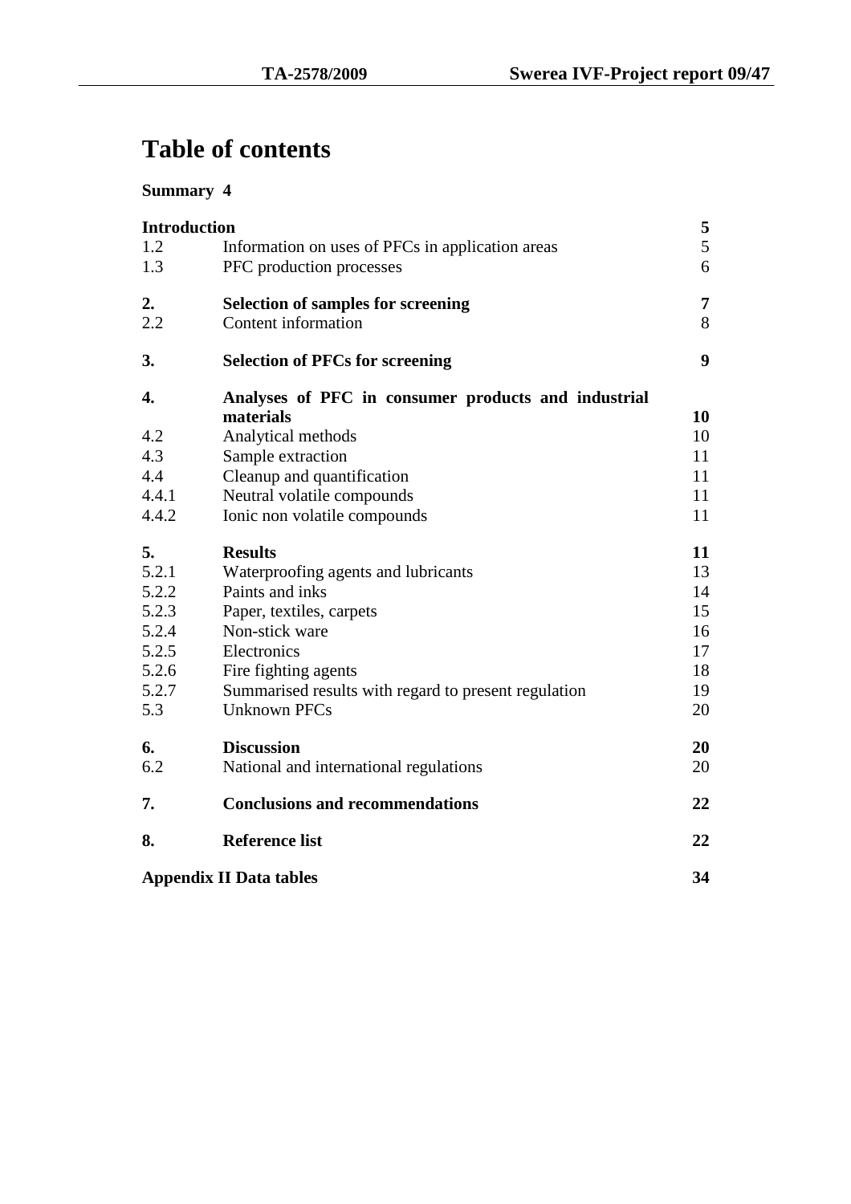# Table of contents

**Summary 4**

| | | |
|---|---|---|
| **Introduction** | | **5** |
| 1.2 | Information on uses of PFCs in application areas | 5 |
| 1.3 | PFC production processes | 6 |
| **2.** | **Selection of samples for screening** | **7** |
| 2.2 | Content information | 8 |
| **3.** | **Selection of PFCs for screening** | **9** |
| **4.** | **Analyses of PFC in consumer products and industrial materials** | **10** |
| 4.2 | Analytical methods | 10 |
| 4.3 | Sample extraction | 11 |
| 4.4 | Cleanup and quantification | 11 |
| 4.4.1 | Neutral volatile compounds | 11 |
| 4.4.2 | Ionic non volatile compounds | 11 |
| **5.** | **Results** | **11** |
| 5.2.1 | Waterproofing agents and lubricants | 13 |
| 5.2.2 | Paints and inks | 14 |
| 5.2.3 | Paper, textiles, carpets | 15 |
| 5.2.4 | Non-stick ware | 16 |
| 5.2.5 | Electronics | 17 |
| 5.2.6 | Fire fighting agents | 18 |
| 5.2.7 | Summarised results with regard to present regulation | 19 |
| 5.3 | Unknown PFCs | 20 |
| **6.** | **Discussion** | **20** |
| 6.2 | National and international regulations | 20 |
| **7.** | **Conclusions and recommendations** | **22** |
| **8.** | **Reference list** | **22** |
| **Appendix II Data tables** | | **34** |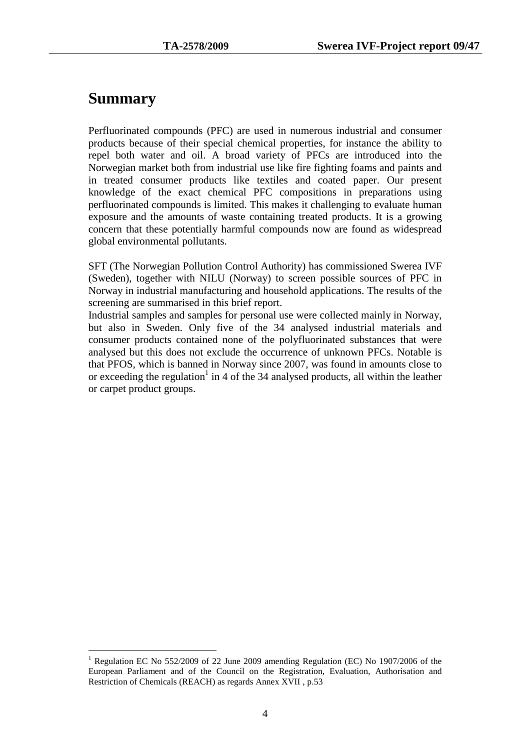# Summary

Perfluorinated compounds (PFC) are used in numerous industrial and consumer products because of their special chemical properties, for instance the ability to repel both water and oil. A broad variety of PFCs are introduced into the Norwegian market both from industrial use like fire fighting foams and paints and in treated consumer products like textiles and coated paper. Our present knowledge of the exact chemical PFC compositions in preparations using perfluorinated compounds is limited. This makes it challenging to evaluate human exposure and the amounts of waste containing treated products. It is a growing concern that these potentially harmful compounds now are found as widespread global environmental pollutants.

SFT (The Norwegian Pollution Control Authority) has commissioned Swerea IVF (Sweden), together with NILU (Norway) to screen possible sources of PFC in Norway in industrial manufacturing and household applications. The results of the screening are summarised in this brief report.

Industrial samples and samples for personal use were collected mainly in Norway, but also in Sweden. Only five of the 34 analysed industrial materials and consumer products contained none of the polyfluorinated substances that were analysed but this does not exclude the occurrence of unknown PFCs. Notable is that PFOS, which is banned in Norway since 2007, was found in amounts close to or exceeding the regulation[1] in 4 of the 34 analysed products, all within the leather or carpet product groups.

[1] Regulation EC No 552/2009 of 22 June 2009 amending Regulation (EC) No 1907/2006 of the European Parliament and of the Council on the Registration, Evaluation, Authorisation and Restriction of Chemicals (REACH) as regards Annex XVII , p.53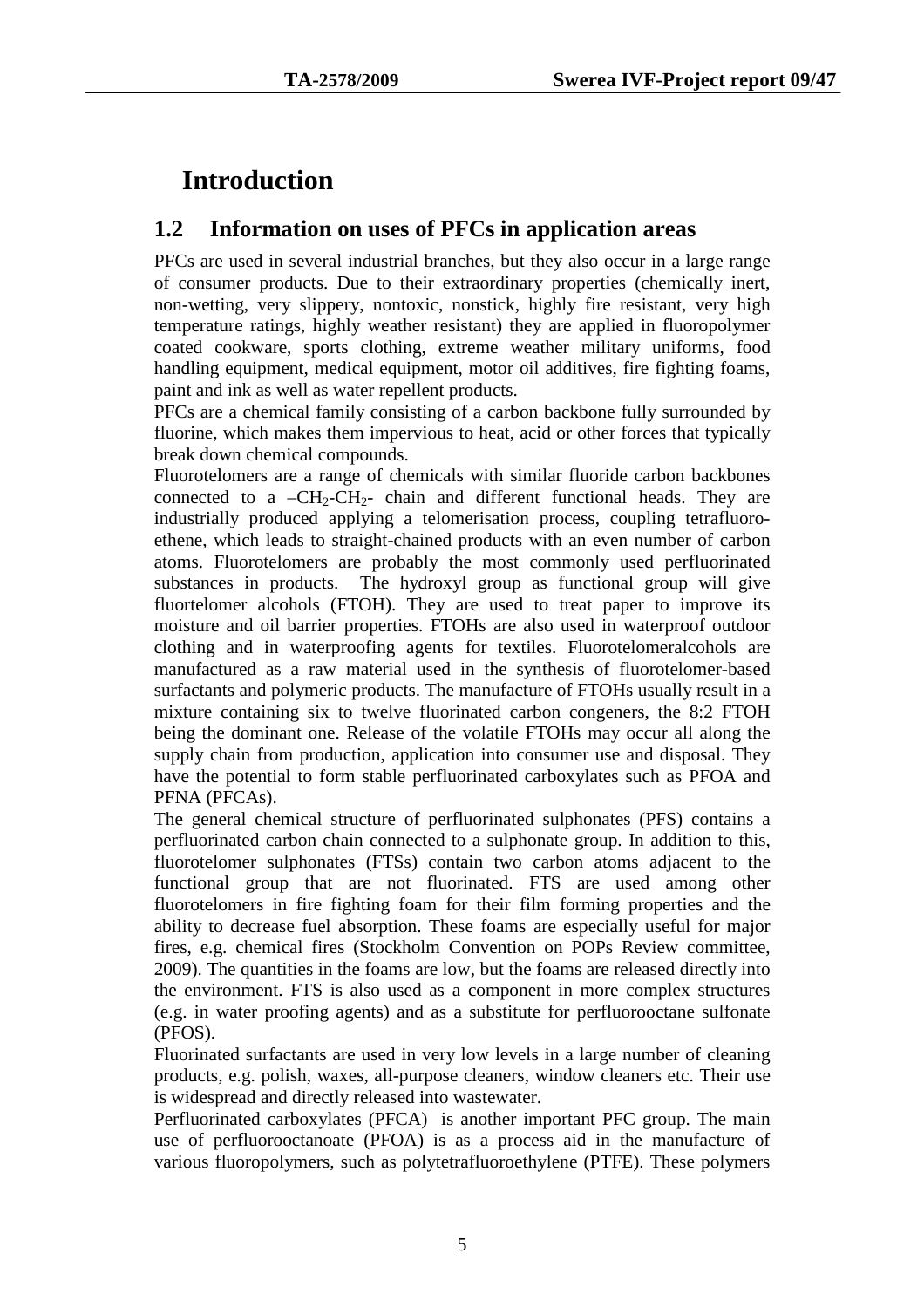# Introduction

## 1.2 Information on uses of PFCs in application areas

PFCs are used in several industrial branches, but they also occur in a large range of consumer products. Due to their extraordinary properties (chemically inert, non-wetting, very slippery, nontoxic, nonstick, highly fire resistant, very high temperature ratings, highly weather resistant) they are applied in fluoropolymer coated cookware, sports clothing, extreme weather military uniforms, food handling equipment, medical equipment, motor oil additives, fire fighting foams, paint and ink as well as water repellent products.

PFCs are a chemical family consisting of a carbon backbone fully surrounded by fluorine, which makes them impervious to heat, acid or other forces that typically break down chemical compounds.

Fluorotelomers are a range of chemicals with similar fluoride carbon backbones connected to a $–CH_2$-$CH_2$- chain and different functional heads. They are industrially produced applying a telomerisation process, coupling tetrafluoro-ethene, which leads to straight-chained products with an even number of carbon atoms. Fluorotelomers are probably the most commonly used perfluorinated substances in products. The hydroxyl group as functional group will give fluortelomer alcohols (FTOH). They are used to treat paper to improve its moisture and oil barrier properties. FTOHs are also used in waterproof outdoor clothing and in waterproofing agents for textiles. Fluorotelomeralcohols are manufactured as a raw material used in the synthesis of fluorotelomer-based surfactants and polymeric products. The manufacture of FTOHs usually result in a mixture containing six to twelve fluorinated carbon congeners, the 8:2 FTOH being the dominant one. Release of the volatile FTOHs may occur all along the supply chain from production, application into consumer use and disposal. They have the potential to form stable perfluorinated carboxylates such as PFOA and PFNA (PFCAs).

The general chemical structure of perfluorinated sulphonates (PFS) contains a perfluorinated carbon chain connected to a sulphonate group. In addition to this, fluorotelomer sulphonates (FTSs) contain two carbon atoms adjacent to the functional group that are not fluorinated. FTS are used among other fluorotelomers in fire fighting foam for their film forming properties and the ability to decrease fuel absorption. These foams are especially useful for major fires, e.g. chemical fires (Stockholm Convention on POPs Review committee, 2009). The quantities in the foams are low, but the foams are released directly into the environment. FTS is also used as a component in more complex structures (e.g. in water proofing agents) and as a substitute for perfluorooctane sulfonate (PFOS).

Fluorinated surfactants are used in very low levels in a large number of cleaning products, e.g. polish, waxes, all-purpose cleaners, window cleaners etc. Their use is widespread and directly released into wastewater.

Perfluorinated carboxylates (PFCA) is another important PFC group. The main use of perfluorooctanoate (PFOA) is as a process aid in the manufacture of various fluoropolymers, such as polytetrafluoroethylene (PTFE). These polymers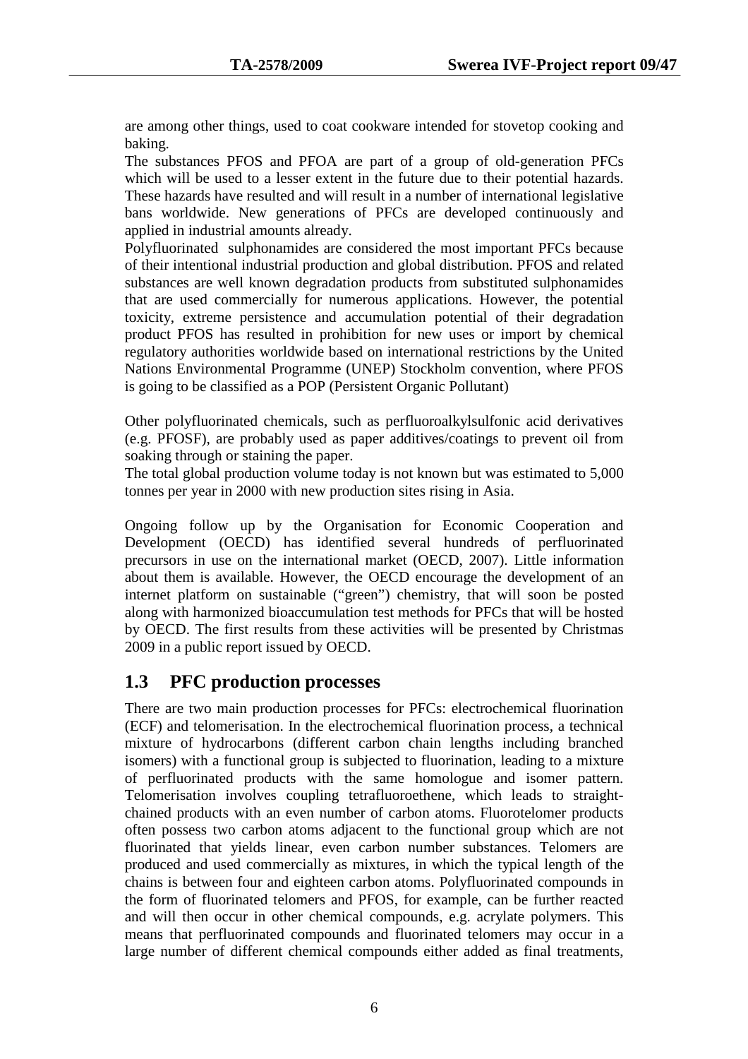are among other things, used to coat cookware intended for stovetop cooking and baking.

The substances PFOS and PFOA are part of a group of old-generation PFCs which will be used to a lesser extent in the future due to their potential hazards. These hazards have resulted and will result in a number of international legislative bans worldwide. New generations of PFCs are developed continuously and applied in industrial amounts already.

Polyfluorinated sulphonamides are considered the most important PFCs because of their intentional industrial production and global distribution. PFOS and related substances are well known degradation products from substituted sulphonamides that are used commercially for numerous applications. However, the potential toxicity, extreme persistence and accumulation potential of their degradation product PFOS has resulted in prohibition for new uses or import by chemical regulatory authorities worldwide based on international restrictions by the United Nations Environmental Programme (UNEP) Stockholm convention, where PFOS is going to be classified as a POP (Persistent Organic Pollutant)

Other polyfluorinated chemicals, such as perfluoroalkylsulfonic acid derivatives (e.g. PFOSF), are probably used as paper additives/coatings to prevent oil from soaking through or staining the paper.

The total global production volume today is not known but was estimated to 5,000 tonnes per year in 2000 with new production sites rising in Asia.

Ongoing follow up by the Organisation for Economic Cooperation and Development (OECD) has identified several hundreds of perfluorinated precursors in use on the international market (OECD, 2007). Little information about them is available. However, the OECD encourage the development of an internet platform on sustainable ("green") chemistry, that will soon be posted along with harmonized bioaccumulation test methods for PFCs that will be hosted by OECD. The first results from these activities will be presented by Christmas 2009 in a public report issued by OECD.

## 1.3 PFC production processes

There are two main production processes for PFCs: electrochemical fluorination (ECF) and telomerisation. In the electrochemical fluorination process, a technical mixture of hydrocarbons (different carbon chain lengths including branched isomers) with a functional group is subjected to fluorination, leading to a mixture of perfluorinated products with the same homologue and isomer pattern. Telomerisation involves coupling tetrafluoroethene, which leads to straight-chained products with an even number of carbon atoms. Fluorotelomer products often possess two carbon atoms adjacent to the functional group which are not fluorinated that yields linear, even carbon number substances. Telomers are produced and used commercially as mixtures, in which the typical length of the chains is between four and eighteen carbon atoms. Polyfluorinated compounds in the form of fluorinated telomers and PFOS, for example, can be further reacted and will then occur in other chemical compounds, e.g. acrylate polymers. This means that perfluorinated compounds and fluorinated telomers may occur in a large number of different chemical compounds either added as final treatments,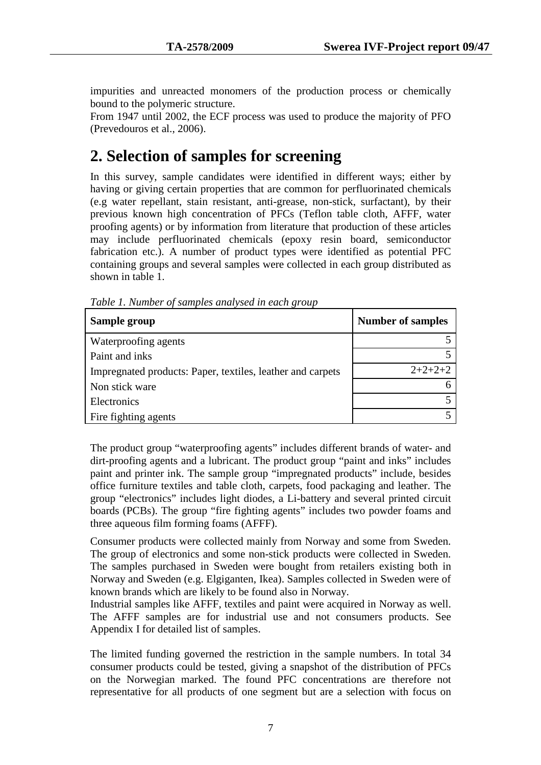impurities and unreacted monomers of the production process or chemically bound to the polymeric structure.
From 1947 until 2002, the ECF process was used to produce the majority of PFO (Prevedouros et al., 2006).

# 2. Selection of samples for screening

In this survey, sample candidates were identified in different ways; either by having or giving certain properties that are common for perfluorinated chemicals (e.g water repellant, stain resistant, anti-grease, non-stick, surfactant), by their previous known high concentration of PFCs (Teflon table cloth, AFFF, water proofing agents) or by information from literature that production of these articles may include perfluorinated chemicals (epoxy resin board, semiconductor fabrication etc.). A number of product types were identified as potential PFC containing groups and several samples were collected in each group distributed as shown in table 1.

*Table 1. Number of samples analysed in each group*

| Sample group | Number of samples |
|---|---|
| Waterproofing agents | 5 |
| Paint and inks | 5 |
| Impregnated products: Paper, textiles, leather and carpets | 2+2+2+2 |
| Non stick ware | 6 |
| Electronics | 5 |
| Fire fighting agents | 5 |

The product group "waterproofing agents" includes different brands of water- and dirt-proofing agents and a lubricant. The product group "paint and inks" includes paint and printer ink. The sample group "impregnated products" include, besides office furniture textiles and table cloth, carpets, food packaging and leather. The group "electronics" includes light diodes, a Li-battery and several printed circuit boards (PCBs). The group "fire fighting agents" includes two powder foams and three aqueous film forming foams (AFFF).

Consumer products were collected mainly from Norway and some from Sweden. The group of electronics and some non-stick products were collected in Sweden. The samples purchased in Sweden were bought from retailers existing both in Norway and Sweden (e.g. Elgiganten, Ikea). Samples collected in Sweden were of known brands which are likely to be found also in Norway.
Industrial samples like AFFF, textiles and paint were acquired in Norway as well. The AFFF samples are for industrial use and not consumers products. See Appendix I for detailed list of samples.

The limited funding governed the restriction in the sample numbers. In total 34 consumer products could be tested, giving a snapshot of the distribution of PFCs on the Norwegian marked. The found PFC concentrations are therefore not representative for all products of one segment but are a selection with focus on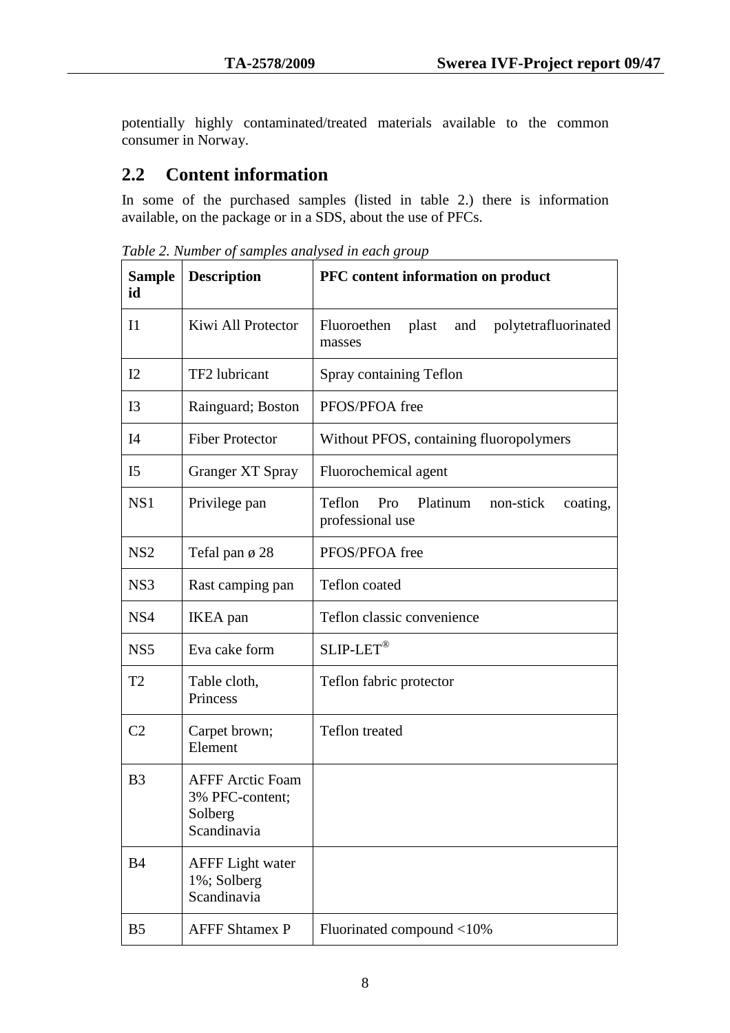potentially highly contaminated/treated materials available to the common consumer in Norway.

## 2.2 Content information

In some of the purchased samples (listed in table 2.) there is information available, on the package or in a SDS, about the use of PFCs.

*Table 2. Number of samples analysed in each group*

| Sample id | Description | PFC content information on product |
|---|---|---|
| I1 | Kiwi All Protector | Fluoroethen plast and polytetrafluorinated masses |
| I2 | TF2 lubricant | Spray containing Teflon |
| I3 | Rainguard; Boston | PFOS/PFOA free |
| I4 | Fiber Protector | Without PFOS, containing fluoropolymers |
| I5 | Granger XT Spray | Fluorochemical agent |
| NS1 | Privilege pan | Teflon Pro Platinum non-stick coating, professional use |
| NS2 | Tefal pan ø 28 | PFOS/PFOA free |
| NS3 | Rast camping pan | Teflon coated |
| NS4 | IKEA pan | Teflon classic convenience |
| NS5 | Eva cake form | SLIP-LET® |
| T2 | Table cloth, Princess | Teflon fabric protector |
| C2 | Carpet brown; Element | Teflon treated |
| B3 | AFFF Arctic Foam 3% PFC-content; Solberg Scandinavia | |
| B4 | AFFF Light water 1%; Solberg Scandinavia | |
| B5 | AFFF Shtamex P | Fluorinated compound <10% |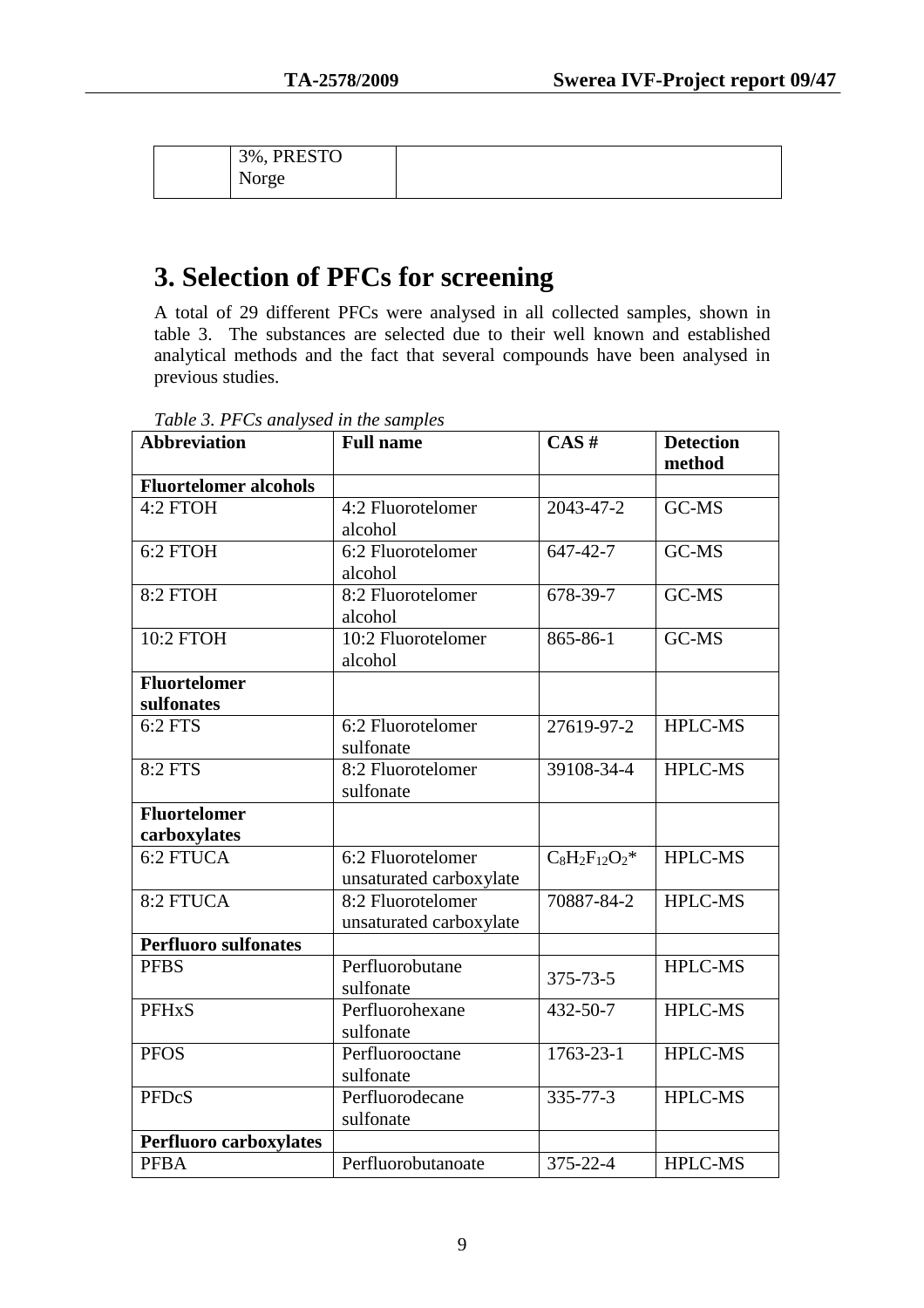| | 3%, PRESTO Norge | |
|---|---|---|

# 3. Selection of PFCs for screening

A total of 29 different PFCs were analysed in all collected samples, shown in table 3. The substances are selected due to their well known and established analytical methods and the fact that several compounds have been analysed in previous studies.

*Table 3. PFCs analysed in the samples*

| Abbreviation | Full name | CAS # | Detection method |
|---|---|---|---|
| **Fluortelomer alcohols** | | | |
| 4:2 FTOH | 4:2 Fluorotelomer alcohol | 2043-47-2 | GC-MS |
| 6:2 FTOH | 6:2 Fluorotelomer alcohol | 647-42-7 | GC-MS |
| 8:2 FTOH | 8:2 Fluorotelomer alcohol | 678-39-7 | GC-MS |
| 10:2 FTOH | 10:2 Fluorotelomer alcohol | 865-86-1 | GC-MS |
| **Fluortelomer sulfonates** | | | |
| 6:2 FTS | 6:2 Fluorotelomer sulfonate | 27619-97-2 | HPLC-MS |
| 8:2 FTS | 8:2 Fluorotelomer sulfonate | 39108-34-4 | HPLC-MS |
| **Fluortelomer carboxylates** | | | |
| 6:2 FTUCA | 6:2 Fluorotelomer unsaturated carboxylate | $C_8H_2F_{12}O_2$* | HPLC-MS |
| 8:2 FTUCA | 8:2 Fluorotelomer unsaturated carboxylate | 70887-84-2 | HPLC-MS |
| **Perfluoro sulfonates** | | | |
| PFBS | Perfluorobutane sulfonate | 375-73-5 | HPLC-MS |
| PFHxS | Perfluorohexane sulfonate | 432-50-7 | HPLC-MS |
| PFOS | Perfluorooctane sulfonate | 1763-23-1 | HPLC-MS |
| PFDcS | Perfluorodecane sulfonate | 335-77-3 | HPLC-MS |
| **Perfluoro carboxylates** | | | |
| PFBA | Perfluorobutanoate | 375-22-4 | HPLC-MS |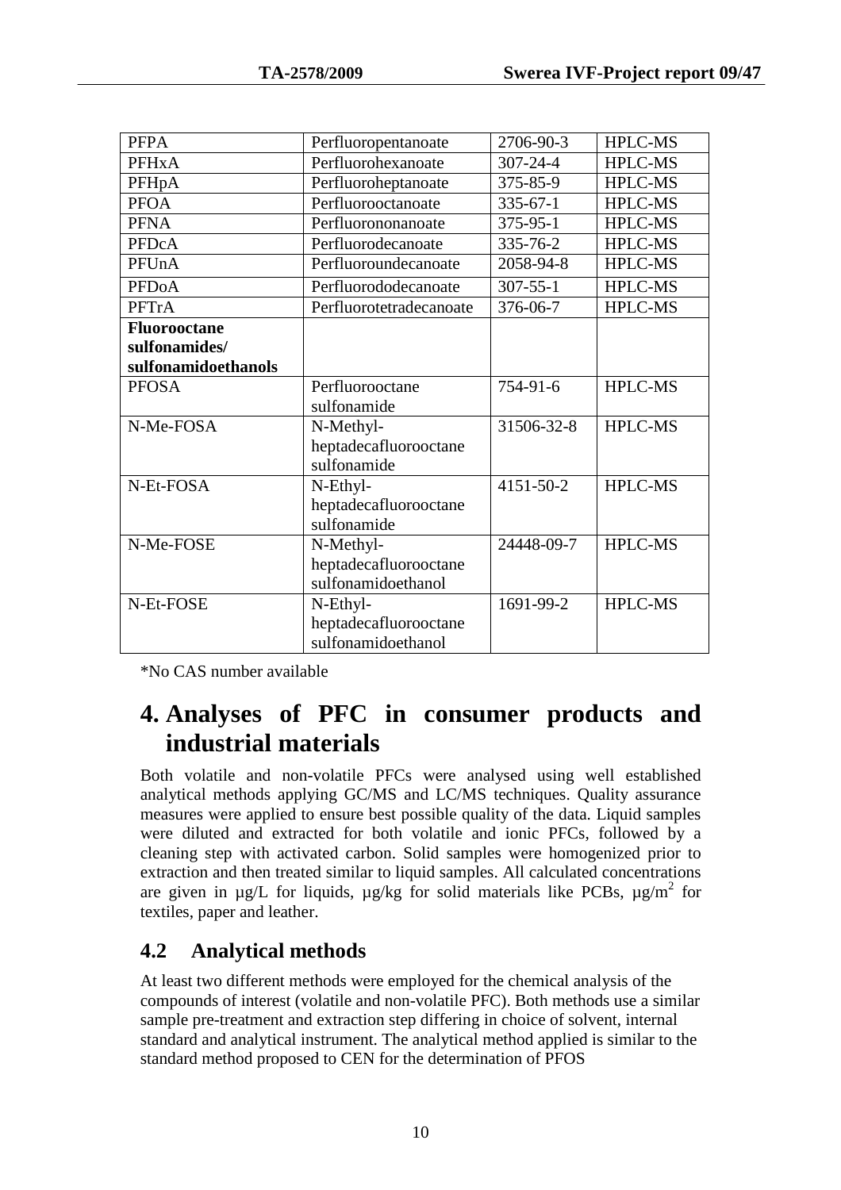| PFPA | Perfluoropentanoate | 2706-90-3 | HPLC-MS |
| --- | --- | --- | --- |
| PFHxA | Perfluorohexanoate | 307-24-4 | HPLC-MS |
| PFHpA | Perfluoroheptanoate | 375-85-9 | HPLC-MS |
| PFOA | Perfluorooctanoate | 335-67-1 | HPLC-MS |
| PFNA | Perfluorononanoate | 375-95-1 | HPLC-MS |
| PFDcA | Perfluorodecanoate | 335-76-2 | HPLC-MS |
| PFUnA | Perfluoroundecanoate | 2058-94-8 | HPLC-MS |
| PFDoA | Perfluorododecanoate | 307-55-1 | HPLC-MS |
| PFTrA | Perfluorotetradecanoate | 376-06-7 | HPLC-MS |
| **Fluorooctane sulfonamides/ sulfonamidoethanols** | | | |
| PFOSA | Perfluorooctane sulfonamide | 754-91-6 | HPLC-MS |
| N-Me-FOSA | N-Methyl-heptadecafluorooctane sulfonamide | 31506-32-8 | HPLC-MS |
| N-Et-FOSA | N-Ethyl-heptadecafluorooctane sulfonamide | 4151-50-2 | HPLC-MS |
| N-Me-FOSE | N-Methyl-heptadecafluorooctane sulfonamidoethanol | 24448-09-7 | HPLC-MS |
| N-Et-FOSE | N-Ethyl-heptadecafluorooctane sulfonamidoethanol | 1691-99-2 | HPLC-MS |

*No CAS number available

# 4. Analyses of PFC in consumer products and industrial materials

Both volatile and non-volatile PFCs were analysed using well established analytical methods applying GC/MS and LC/MS techniques. Quality assurance measures were applied to ensure best possible quality of the data. Liquid samples were diluted and extracted for both volatile and ionic PFCs, followed by a cleaning step with activated carbon. Solid samples were homogenized prior to extraction and then treated similar to liquid samples. All calculated concentrations are given in µg/L for liquids, µg/kg for solid materials like PCBs, µg/m$^2$ for textiles, paper and leather.

## 4.2 Analytical methods

At least two different methods were employed for the chemical analysis of the compounds of interest (volatile and non-volatile PFC). Both methods use a similar sample pre-treatment and extraction step differing in choice of solvent, internal standard and analytical instrument. The analytical method applied is similar to the standard method proposed to CEN for the determination of PFOS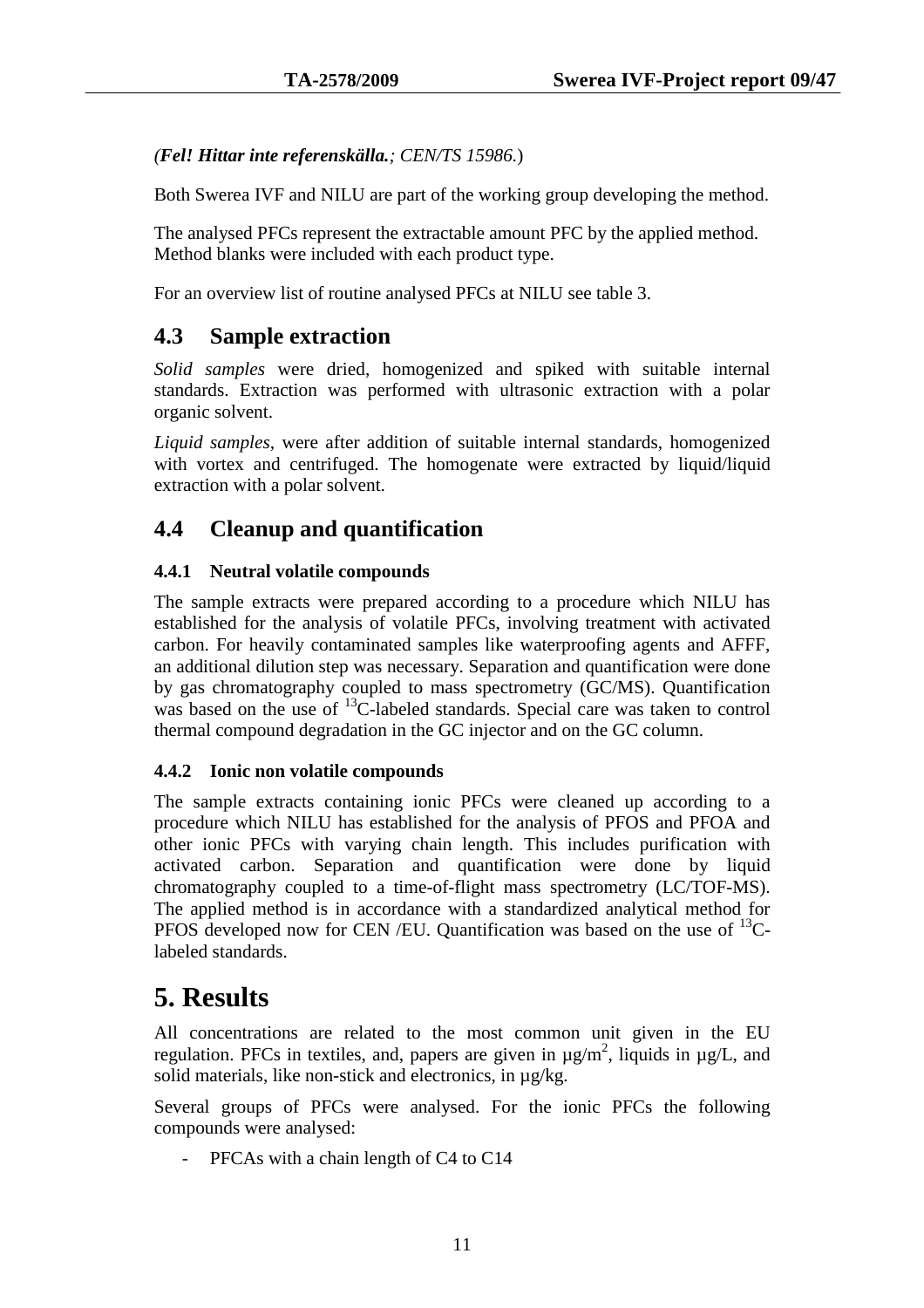(*Fel! Hittar inte referenskälla.*; *CEN/TS 15986.*)

Both Swerea IVF and NILU are part of the working group developing the method.

The analysed PFCs represent the extractable amount PFC by the applied method. Method blanks were included with each product type.

For an overview list of routine analysed PFCs at NILU see table 3.

## 4.3 Sample extraction

*Solid samples* were dried, homogenized and spiked with suitable internal standards. Extraction was performed with ultrasonic extraction with a polar organic solvent.

*Liquid samples*, were after addition of suitable internal standards, homogenized with vortex and centrifuged. The homogenate were extracted by liquid/liquid extraction with a polar solvent.

## 4.4 Cleanup and quantification

### 4.4.1 Neutral volatile compounds

The sample extracts were prepared according to a procedure which NILU has established for the analysis of volatile PFCs, involving treatment with activated carbon. For heavily contaminated samples like waterproofing agents and AFFF, an additional dilution step was necessary. Separation and quantification were done by gas chromatography coupled to mass spectrometry (GC/MS). Quantification was based on the use of $^{13}$C-labeled standards. Special care was taken to control thermal compound degradation in the GC injector and on the GC column.

### 4.4.2 Ionic non volatile compounds

The sample extracts containing ionic PFCs were cleaned up according to a procedure which NILU has established for the analysis of PFOS and PFOA and other ionic PFCs with varying chain length. This includes purification with activated carbon. Separation and quantification were done by liquid chromatography coupled to a time-of-flight mass spectrometry (LC/TOF-MS). The applied method is in accordance with a standardized analytical method for PFOS developed now for CEN /EU. Quantification was based on the use of $^{13}$C-labeled standards.

# 5. Results

All concentrations are related to the most common unit given in the EU regulation. PFCs in textiles, and, papers are given in µg/m$^2$, liquids in µg/L, and solid materials, like non-stick and electronics, in µg/kg.

Several groups of PFCs were analysed. For the ionic PFCs the following compounds were analysed:

- PFCAs with a chain length of C4 to C14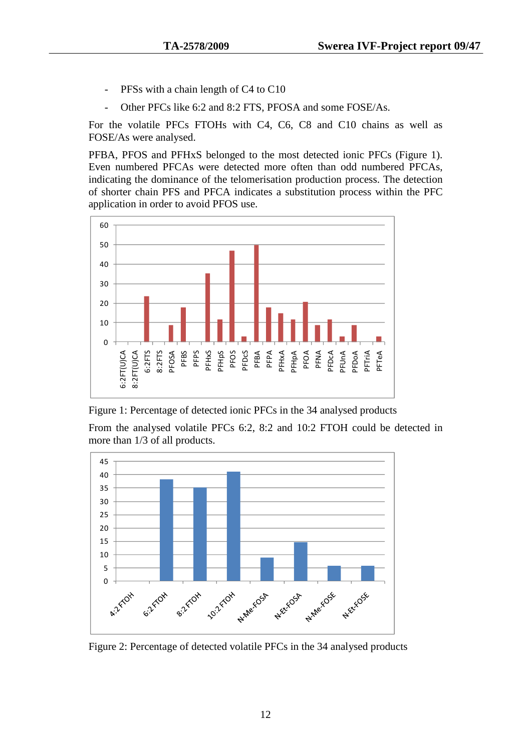- PFSs with a chain length of C4 to C10
- Other PFCs like 6:2 and 8:2 FTS, PFOSA and some FOSE/As.

For the volatile PFCs FTOHs with C4, C6, C8 and C10 chains as well as FOSE/As were analysed.

PFBA, PFOS and PFHxS belonged to the most detected ionic PFCs (Figure 1). Even numbered PFCAs were detected more often than odd numbered PFCAs, indicating the dominance of the telomerisation production process. The detection of shorter chain PFS and PFCA indicates a substitution process within the PFC application in order to avoid PFOS use.

Figure 1: Percentage of detected ionic PFCs in the 34 analysed products

From the analysed volatile PFCs 6:2, 8:2 and 10:2 FTOH could be detected in more than 1/3 of all products.

Figure 2: Percentage of detected volatile PFCs in the 34 analysed products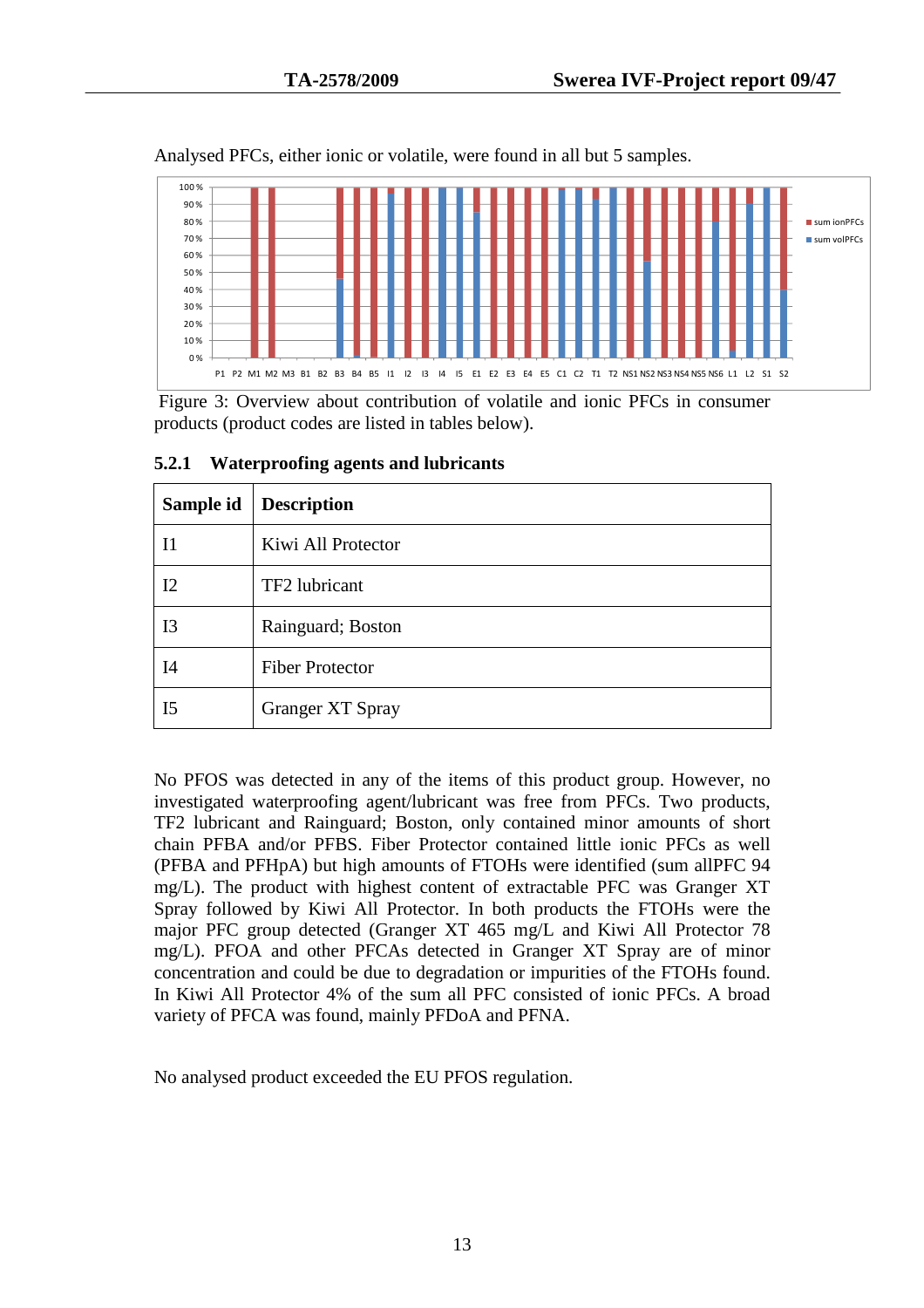Analysed PFCs, either ionic or volatile, were found in all but 5 samples.

Figure 3: Overview about contribution of volatile and ionic PFCs in consumer products (product codes are listed in tables below).

### 5.2.1 Waterproofing agents and lubricants

| Sample id | Description |
|---|---|
| I1 | Kiwi All Protector |
| I2 | TF2 lubricant |
| I3 | Rainguard; Boston |
| I4 | Fiber Protector |
| I5 | Granger XT Spray |

No PFOS was detected in any of the items of this product group. However, no investigated waterproofing agent/lubricant was free from PFCs. Two products, TF2 lubricant and Rainguard; Boston, only contained minor amounts of short chain PFBA and/or PFBS. Fiber Protector contained little ionic PFCs as well (PFBA and PFHpA) but high amounts of FTOHs were identified (sum allPFC 94 mg/L). The product with highest content of extractable PFC was Granger XT Spray followed by Kiwi All Protector. In both products the FTOHs were the major PFC group detected (Granger XT 465 mg/L and Kiwi All Protector 78 mg/L). PFOA and other PFCAs detected in Granger XT Spray are of minor concentration and could be due to degradation or impurities of the FTOHs found. In Kiwi All Protector 4% of the sum all PFC consisted of ionic PFCs. A broad variety of PFCA was found, mainly PFDoA and PFNA.

No analysed product exceeded the EU PFOS regulation.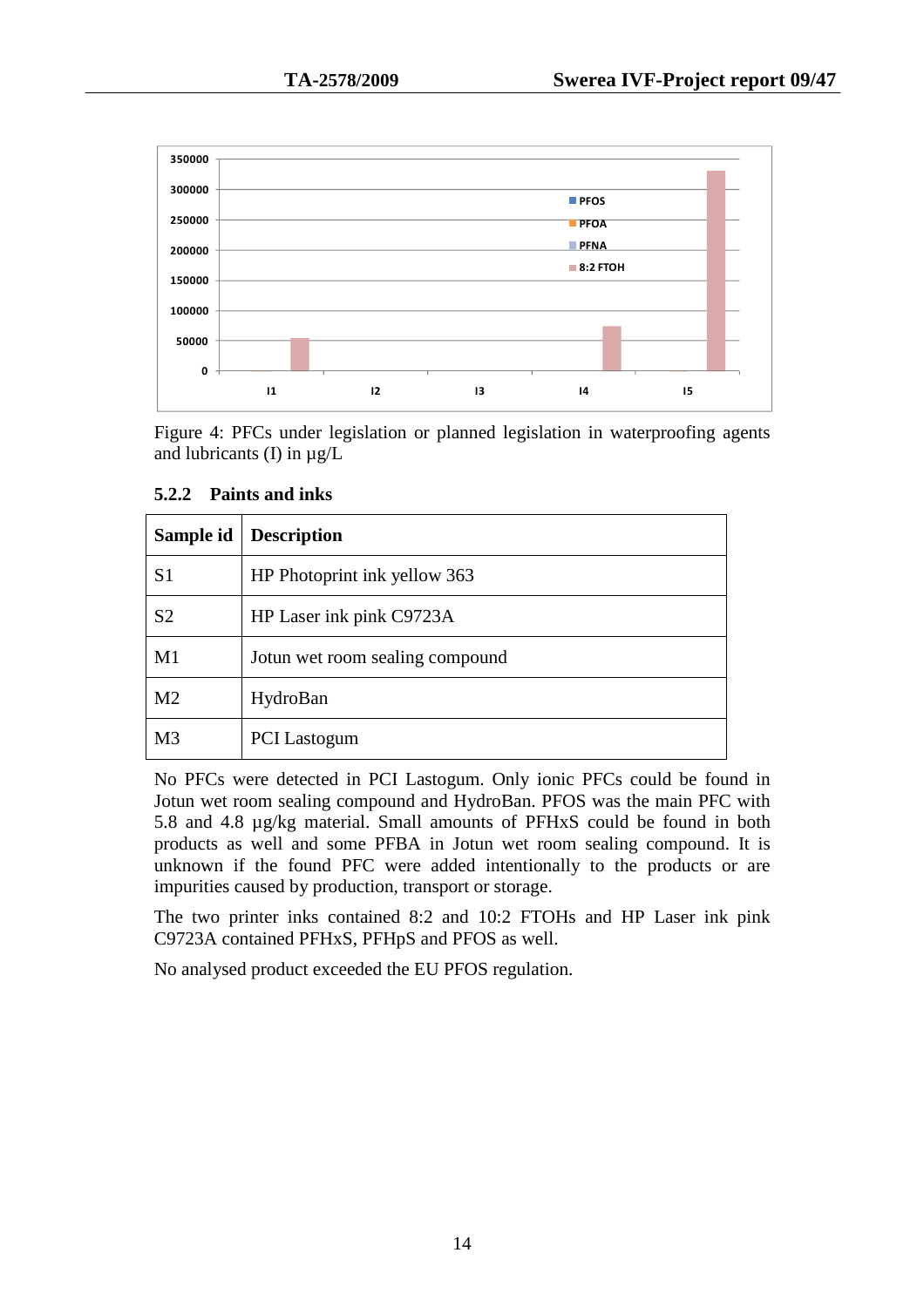Figure 4: PFCs under legislation or planned legislation in waterproofing agents and lubricants (I) in µg/L

### 5.2.2 Paints and inks

| Sample id | Description |
|---|---|
| S1 | HP Photoprint ink yellow 363 |
| S2 | HP Laser ink pink C9723A |
| M1 | Jotun wet room sealing compound |
| M2 | HydroBan |
| M3 | PCI Lastogum |

No PFCs were detected in PCI Lastogum. Only ionic PFCs could be found in Jotun wet room sealing compound and HydroBan. PFOS was the main PFC with 5.8 and 4.8 µg/kg material. Small amounts of PFHxS could be found in both products as well and some PFBA in Jotun wet room sealing compound. It is unknown if the found PFC were added intentionally to the products or are impurities caused by production, transport or storage.

The two printer inks contained 8:2 and 10:2 FTOHs and HP Laser ink pink C9723A contained PFHxS, PFHpS and PFOS as well.

No analysed product exceeded the EU PFOS regulation.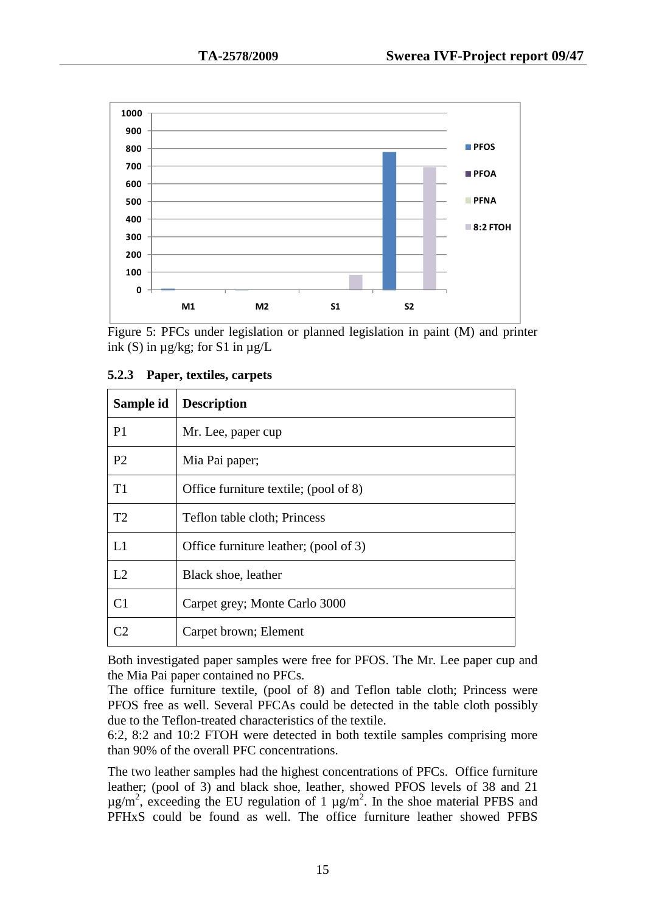Figure 5: PFCs under legislation or planned legislation in paint (M) and printer ink (S) in µg/kg; for S1 in µg/L

### 5.2.3 Paper, textiles, carpets

| Sample id | Description |
|---|---|
| P1 | Mr. Lee, paper cup |
| P2 | Mia Pai paper; |
| T1 | Office furniture textile; (pool of 8) |
| T2 | Teflon table cloth; Princess |
| L1 | Office furniture leather; (pool of 3) |
| L2 | Black shoe, leather |
| C1 | Carpet grey; Monte Carlo 3000 |
| C2 | Carpet brown; Element |

Both investigated paper samples were free for PFOS. The Mr. Lee paper cup and the Mia Pai paper contained no PFCs.
The office furniture textile, (pool of 8) and Teflon table cloth; Princess were PFOS free as well. Several PFCAs could be detected in the table cloth possibly due to the Teflon-treated characteristics of the textile.
6:2, 8:2 and 10:2 FTOH were detected in both textile samples comprising more than 90% of the overall PFC concentrations.

The two leather samples had the highest concentrations of PFCs. Office furniture leather; (pool of 3) and black shoe, leather, showed PFOS levels of 38 and 21 $\mu g/m^2$, exceeding the EU regulation of 1 $\mu g/m^2$. In the shoe material PFBS and PFHxS could be found as well. The office furniture leather showed PFBS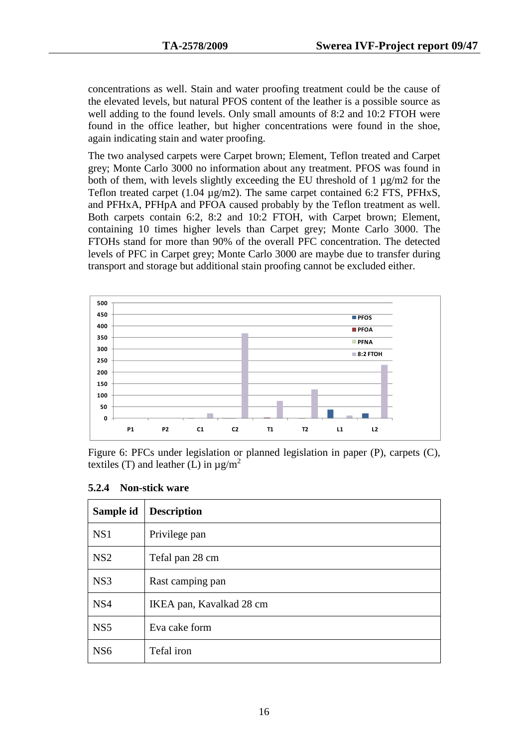concentrations as well. Stain and water proofing treatment could be the cause of the elevated levels, but natural PFOS content of the leather is a possible source as well adding to the found levels. Only small amounts of 8:2 and 10:2 FTOH were found in the office leather, but higher concentrations were found in the shoe, again indicating stain and water proofing.

The two analysed carpets were Carpet brown; Element, Teflon treated and Carpet grey; Monte Carlo 3000 no information about any treatment. PFOS was found in both of them, with levels slightly exceeding the EU threshold of 1 µg/m2 for the Teflon treated carpet (1.04 µg/m2). The same carpet contained 6:2 FTS, PFHxS, and PFHxA, PFHpA and PFOA caused probably by the Teflon treatment as well. Both carpets contain 6:2, 8:2 and 10:2 FTOH, with Carpet brown; Element, containing 10 times higher levels than Carpet grey; Monte Carlo 3000. The FTOHs stand for more than 90% of the overall PFC concentration. The detected levels of PFC in Carpet grey; Monte Carlo 3000 are maybe due to transfer during transport and storage but additional stain proofing cannot be excluded either.

Figure 6: PFCs under legislation or planned legislation in paper (P), carpets (C), textiles (T) and leather (L) in µg/m$^2$

### 5.2.4 Non-stick ware

| Sample id | Description |
|---|---|
| NS1 | Privilege pan |
| NS2 | Tefal pan 28 cm |
| NS3 | Rast camping pan |
| NS4 | IKEA pan, Kavalkad 28 cm |
| NS5 | Eva cake form |
| NS6 | Tefal iron |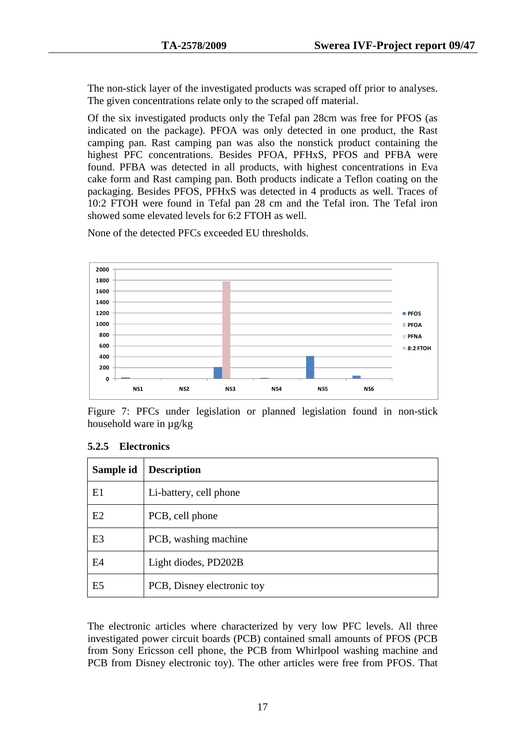The non-stick layer of the investigated products was scraped off prior to analyses. The given concentrations relate only to the scraped off material.

Of the six investigated products only the Tefal pan 28cm was free for PFOS (as indicated on the package). PFOA was only detected in one product, the Rast camping pan. Rast camping pan was also the nonstick product containing the highest PFC concentrations. Besides PFOA, PFHxS, PFOS and PFBA were found. PFBA was detected in all products, with highest concentrations in Eva cake form and Rast camping pan. Both products indicate a Teflon coating on the packaging. Besides PFOS, PFHxS was detected in 4 products as well. Traces of 10:2 FTOH were found in Tefal pan 28 cm and the Tefal iron. The Tefal iron showed some elevated levels for 6:2 FTOH as well.

None of the detected PFCs exceeded EU thresholds.

Figure 7: PFCs under legislation or planned legislation found in non-stick household ware in µg/kg

### 5.2.5 Electronics

| Sample id | Description |
|---|---|
| E1 | Li-battery, cell phone |
| E2 | PCB, cell phone |
| E3 | PCB, washing machine |
| E4 | Light diodes, PD202B |
| E5 | PCB, Disney electronic toy |

The electronic articles where characterized by very low PFC levels. All three investigated power circuit boards (PCB) contained small amounts of PFOS (PCB from Sony Ericsson cell phone, the PCB from Whirlpool washing machine and PCB from Disney electronic toy). The other articles were free from PFOS. That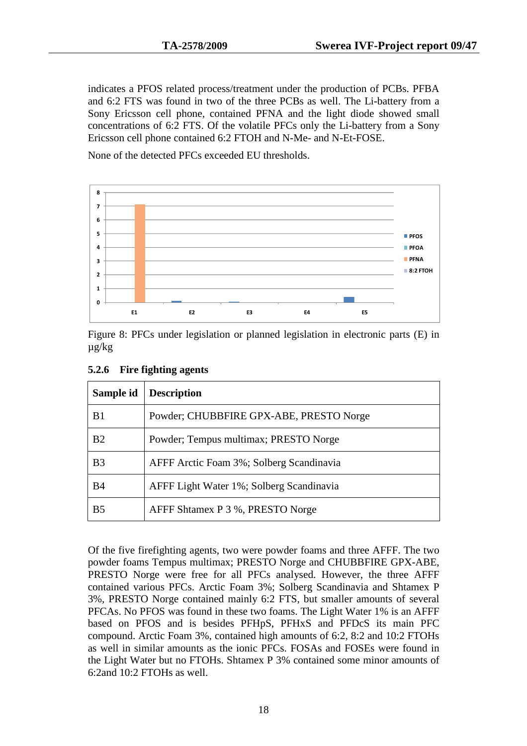indicates a PFOS related process/treatment under the production of PCBs. PFBA and 6:2 FTS was found in two of the three PCBs as well. The Li-battery from a Sony Ericsson cell phone, contained PFNA and the light diode showed small concentrations of 6:2 FTS. Of the volatile PFCs only the Li-battery from a Sony Ericsson cell phone contained 6:2 FTOH and N-Me- and N-Et-FOSE.

None of the detected PFCs exceeded EU thresholds.

Figure 8: PFCs under legislation or planned legislation in electronic parts (E) in µg/kg

### 5.2.6 Fire fighting agents

| Sample id | Description |
|---|---|
| B1 | Powder; CHUBBFIRE GPX-ABE, PRESTO Norge |
| B2 | Powder; Tempus multimax; PRESTO Norge |
| B3 | AFFF Arctic Foam 3%; Solberg Scandinavia |
| B4 | AFFF Light Water 1%; Solberg Scandinavia |
| B5 | AFFF Shtamex P 3 %, PRESTO Norge |

Of the five firefighting agents, two were powder foams and three AFFF. The two powder foams Tempus multimax; PRESTO Norge and CHUBBFIRE GPX-ABE, PRESTO Norge were free for all PFCs analysed. However, the three AFFF contained various PFCs. Arctic Foam 3%; Solberg Scandinavia and Shtamex P 3%, PRESTO Norge contained mainly 6:2 FTS, but smaller amounts of several PFCAs. No PFOS was found in these two foams. The Light Water 1% is an AFFF based on PFOS and is besides PFHpS, PFHxS and PFDcS its main PFC compound. Arctic Foam 3%, contained high amounts of 6:2, 8:2 and 10:2 FTOHs as well in similar amounts as the ionic PFCs. FOSAs and FOSEs were found in the Light Water but no FTOHs. Shtamex P 3% contained some minor amounts of 6:2and 10:2 FTOHs as well.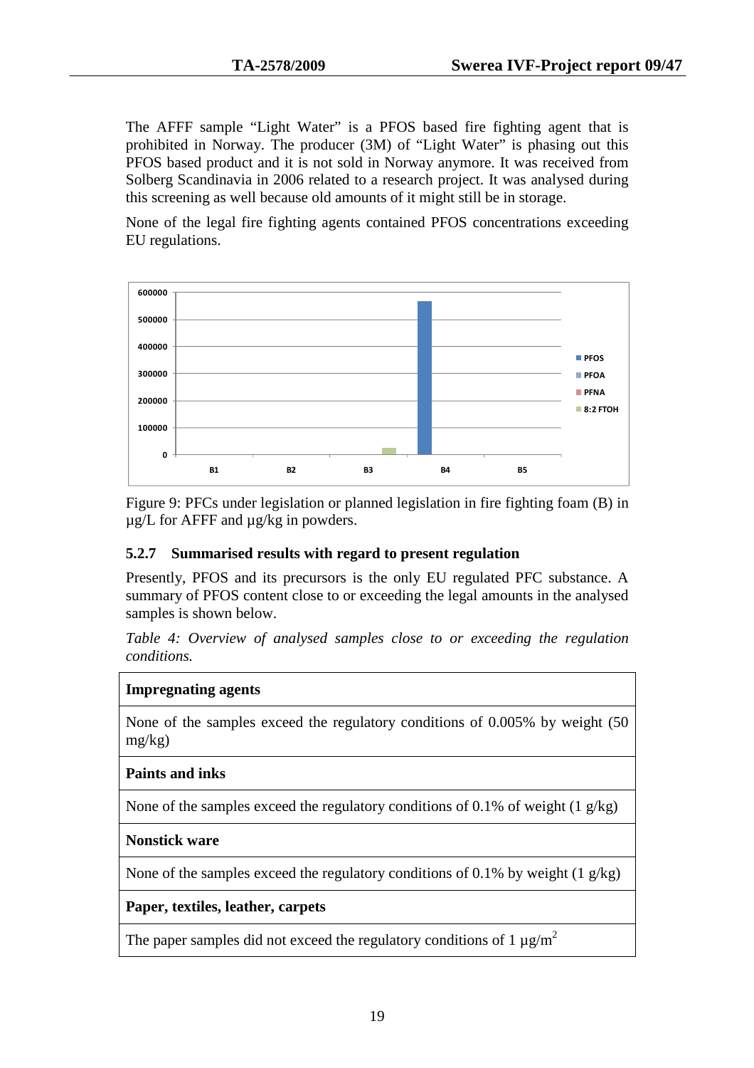The AFFF sample "Light Water" is a PFOS based fire fighting agent that is prohibited in Norway. The producer (3M) of "Light Water" is phasing out this PFOS based product and it is not sold in Norway anymore. It was received from Solberg Scandinavia in 2006 related to a research project. It was analysed during this screening as well because old amounts of it might still be in storage.

None of the legal fire fighting agents contained PFOS concentrations exceeding EU regulations.

Figure 9: PFCs under legislation or planned legislation in fire fighting foam (B) in µg/L for AFFF and µg/kg in powders.

### 5.2.7 Summarised results with regard to present regulation

Presently, PFOS and its precursors is the only EU regulated PFC substance. A summary of PFOS content close to or exceeding the legal amounts in the analysed samples is shown below.

*Table 4: Overview of analysed samples close to or exceeding the regulation conditions.*

| **Impregnating agents** |
|---|
| None of the samples exceed the regulatory conditions of 0.005% by weight (50 mg/kg) |
| **Paints and inks** |
| None of the samples exceed the regulatory conditions of 0.1% of weight (1 g/kg) |
| **Nonstick ware** |
| None of the samples exceed the regulatory conditions of 0.1% by weight (1 g/kg) |
| **Paper, textiles, leather, carpets** |
| The paper samples did not exceed the regulatory conditions of 1 µg/m$^2$ |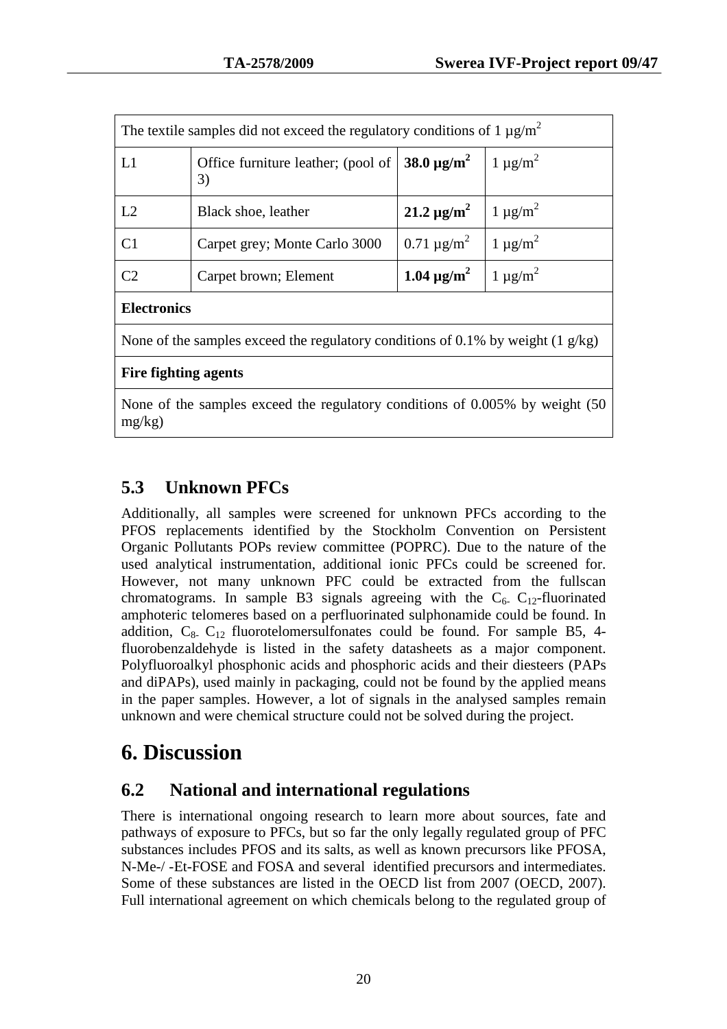| The textile samples did not exceed the regulatory conditions of 1 µg/m$^2$ | | | |
|---|---|---|---|
| L1 | Office furniture leather; (pool of 3) | **38.0 µg/m$^2$** | 1 µg/m$^2$ |
| L2 | Black shoe, leather | **21.2 µg/m$^2$** | 1 µg/m$^2$ |
| C1 | Carpet grey; Monte Carlo 3000 | 0.71 µg/m$^2$ | 1 µg/m$^2$ |
| C2 | Carpet brown; Element | **1.04 µg/m$^2$** | 1 µg/m$^2$ |
| **Electronics** | | | |
| None of the samples exceed the regulatory conditions of 0.1% by weight (1 g/kg) | | | |
| **Fire fighting agents** | | | |
| None of the samples exceed the regulatory conditions of 0.005% by weight (50 mg/kg) | | | |

## 5.3 Unknown PFCs

Additionally, all samples were screened for unknown PFCs according to the PFOS replacements identified by the Stockholm Convention on Persistent Organic Pollutants POPs review committee (POPRC). Due to the nature of the used analytical instrumentation, additional ionic PFCs could be screened for. However, not many unknown PFC could be extracted from the fullscan chromatograms. In sample B3 signals agreeing with the $C_{6-}$ $C_{12}$-fluorinated amphoteric telomeres based on a perfluorinated sulphonamide could be found. In addition, $C_{8-}$ $C_{12}$ fluorotelomersulfonates could be found. For sample B5, 4-fluorobenzaldehyde is listed in the safety datasheets as a major component. Polyfluoroalkyl phosphonic acids and phosphoric acids and their diesteers (PAPs and diPAPs), used mainly in packaging, could not be found by the applied means in the paper samples. However, a lot of signals in the analysed samples remain unknown and were chemical structure could not be solved during the project.

# 6. Discussion

## 6.2 National and international regulations

There is international ongoing research to learn more about sources, fate and pathways of exposure to PFCs, but so far the only legally regulated group of PFC substances includes PFOS and its salts, as well as known precursors like PFOSA, N-Me-/ -Et-FOSE and FOSA and several identified precursors and intermediates. Some of these substances are listed in the OECD list from 2007 (OECD, 2007). Full international agreement on which chemicals belong to the regulated group of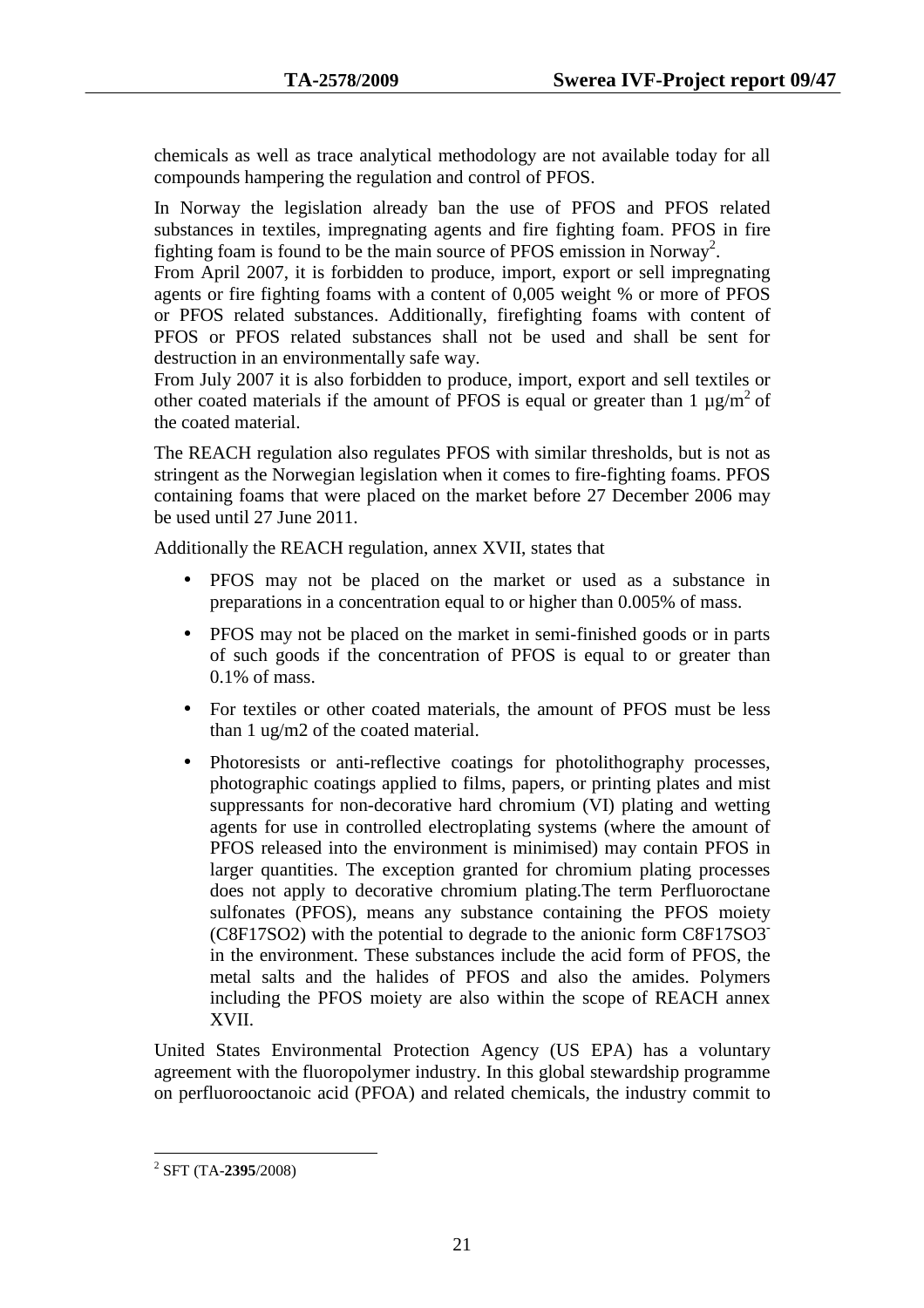chemicals as well as trace analytical methodology are not available today for all compounds hampering the regulation and control of PFOS.

In Norway the legislation already ban the use of PFOS and PFOS related substances in textiles, impregnating agents and fire fighting foam. PFOS in fire fighting foam is found to be the main source of PFOS emission in Norway[2].
From April 2007, it is forbidden to produce, import, export or sell impregnating agents or fire fighting foams with a content of 0,005 weight % or more of PFOS or PFOS related substances. Additionally, firefighting foams with content of PFOS or PFOS related substances shall not be used and shall be sent for destruction in an environmentally safe way.
From July 2007 it is also forbidden to produce, import, export and sell textiles or other coated materials if the amount of PFOS is equal or greater than 1 $\mu g/m^2$ of the coated material.

The REACH regulation also regulates PFOS with similar thresholds, but is not as stringent as the Norwegian legislation when it comes to fire-fighting foams. PFOS containing foams that were placed on the market before 27 December 2006 may be used until 27 June 2011.

Additionally the REACH regulation, annex XVII, states that

- PFOS may not be placed on the market or used as a substance in preparations in a concentration equal to or higher than 0.005% of mass.
- PFOS may not be placed on the market in semi-finished goods or in parts of such goods if the concentration of PFOS is equal to or greater than 0.1% of mass.
- For textiles or other coated materials, the amount of PFOS must be less than 1 ug/m2 of the coated material.
- Photoresists or anti-reflective coatings for photolithography processes, photographic coatings applied to films, papers, or printing plates and mist suppressants for non-decorative hard chromium (VI) plating and wetting agents for use in controlled electroplating systems (where the amount of PFOS released into the environment is minimised) may contain PFOS in larger quantities. The exception granted for chromium plating processes does not apply to decorative chromium plating.The term Perfluoroctane sulfonates (PFOS), means any substance containing the PFOS moiety (C8F17SO2) with the potential to degrade to the anionic form $C8F17SO3^-$ in the environment. These substances include the acid form of PFOS, the metal salts and the halides of PFOS and also the amides. Polymers including the PFOS moiety are also within the scope of REACH annex XVII.

United States Environmental Protection Agency (US EPA) has a voluntary agreement with the fluoropolymer industry. In this global stewardship programme on perfluorooctanoic acid (PFOA) and related chemicals, the industry commit to

[2] SFT (TA-**2395**/2008)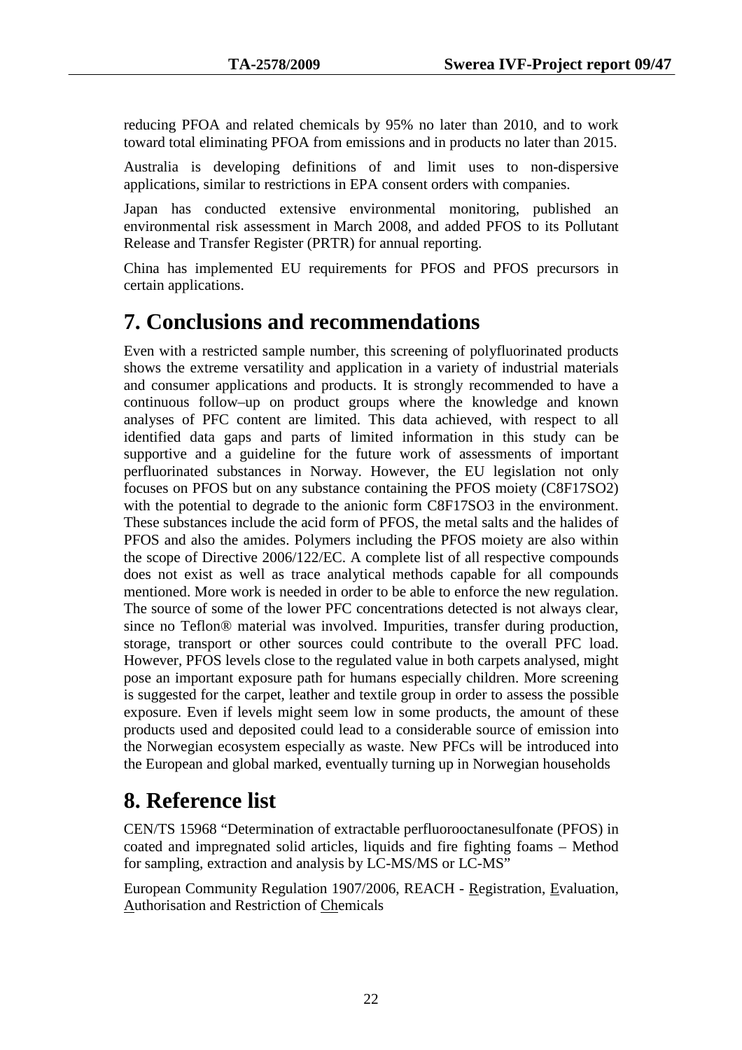reducing PFOA and related chemicals by 95% no later than 2010, and to work toward total eliminating PFOA from emissions and in products no later than 2015.

Australia is developing definitions of and limit uses to non-dispersive applications, similar to restrictions in EPA consent orders with companies.

Japan has conducted extensive environmental monitoring, published an environmental risk assessment in March 2008, and added PFOS to its Pollutant Release and Transfer Register (PRTR) for annual reporting.

China has implemented EU requirements for PFOS and PFOS precursors in certain applications.

# 7. Conclusions and recommendations

Even with a restricted sample number, this screening of polyfluorinated products shows the extreme versatility and application in a variety of industrial materials and consumer applications and products. It is strongly recommended to have a continuous follow–up on product groups where the knowledge and known analyses of PFC content are limited. This data achieved, with respect to all identified data gaps and parts of limited information in this study can be supportive and a guideline for the future work of assessments of important perfluorinated substances in Norway. However, the EU legislation not only focuses on PFOS but on any substance containing the PFOS moiety ($C_8F_{17}SO_2$) with the potential to degrade to the anionic form $C_8F_{17}SO_3$ in the environment. These substances include the acid form of PFOS, the metal salts and the halides of PFOS and also the amides. Polymers including the PFOS moiety are also within the scope of Directive 2006/122/EC. A complete list of all respective compounds does not exist as well as trace analytical methods capable for all compounds mentioned. More work is needed in order to be able to enforce the new regulation. The source of some of the lower PFC concentrations detected is not always clear, since no Teflon® material was involved. Impurities, transfer during production, storage, transport or other sources could contribute to the overall PFC load. However, PFOS levels close to the regulated value in both carpets analysed, might pose an important exposure path for humans especially children. More screening is suggested for the carpet, leather and textile group in order to assess the possible exposure. Even if levels might seem low in some products, the amount of these products used and deposited could lead to a considerable source of emission into the Norwegian ecosystem especially as waste. New PFCs will be introduced into the European and global marked, eventually turning up in Norwegian households

# 8. Reference list

CEN/TS 15968 "Determination of extractable perfluorooctanesulfonate (PFOS) in coated and impregnated solid articles, liquids and fire fighting foams – Method for sampling, extraction and analysis by LC-MS/MS or LC-MS"

European Community Regulation 1907/2006, REACH - Registration, Evaluation, Authorisation and Restriction of Chemicals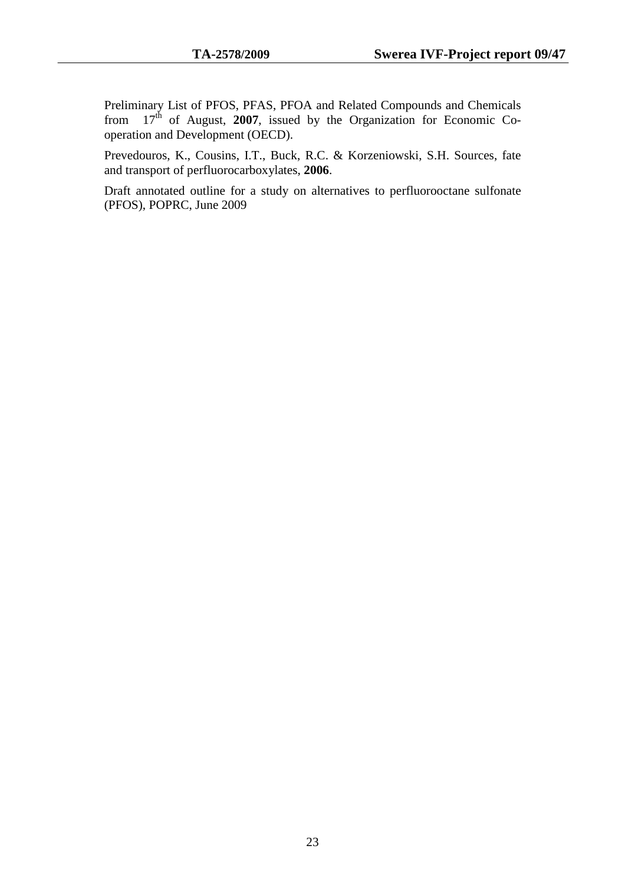Preliminary List of PFOS, PFAS, PFOA and Related Compounds and Chemicals from 17th of August, **2007**, issued by the Organization for Economic Co-operation and Development (OECD).

Prevedouros, K., Cousins, I.T., Buck, R.C. & Korzeniowski, S.H. Sources, fate and transport of perfluorocarboxylates, **2006**.

Draft annotated outline for a study on alternatives to perfluorooctane sulfonate (PFOS), POPRC, June 2009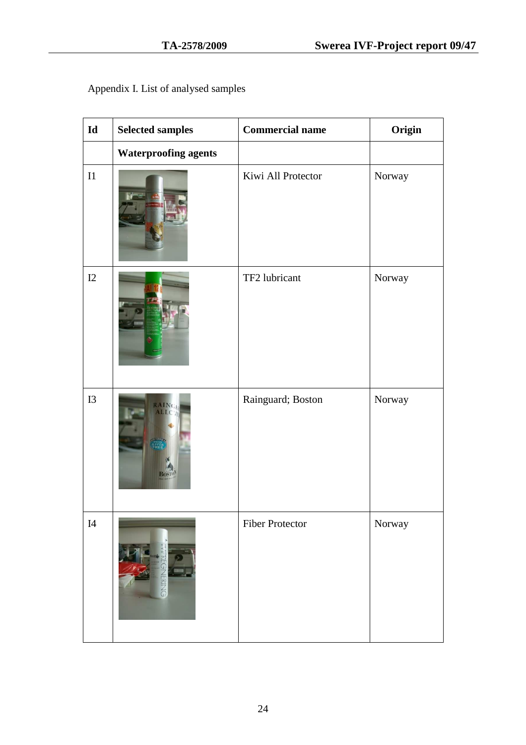Appendix I. List of analysed samples

| Id | Selected samples | Commercial name | Origin |
|---|---|---|---|
| | **Waterproofing agents** | | |
| I1 | | Kiwi All Protector | Norway |
| I2 | | TF2 lubricant | Norway |
| I3 | | Rainguard; Boston | Norway |
| I4 | | Fiber Protector | Norway |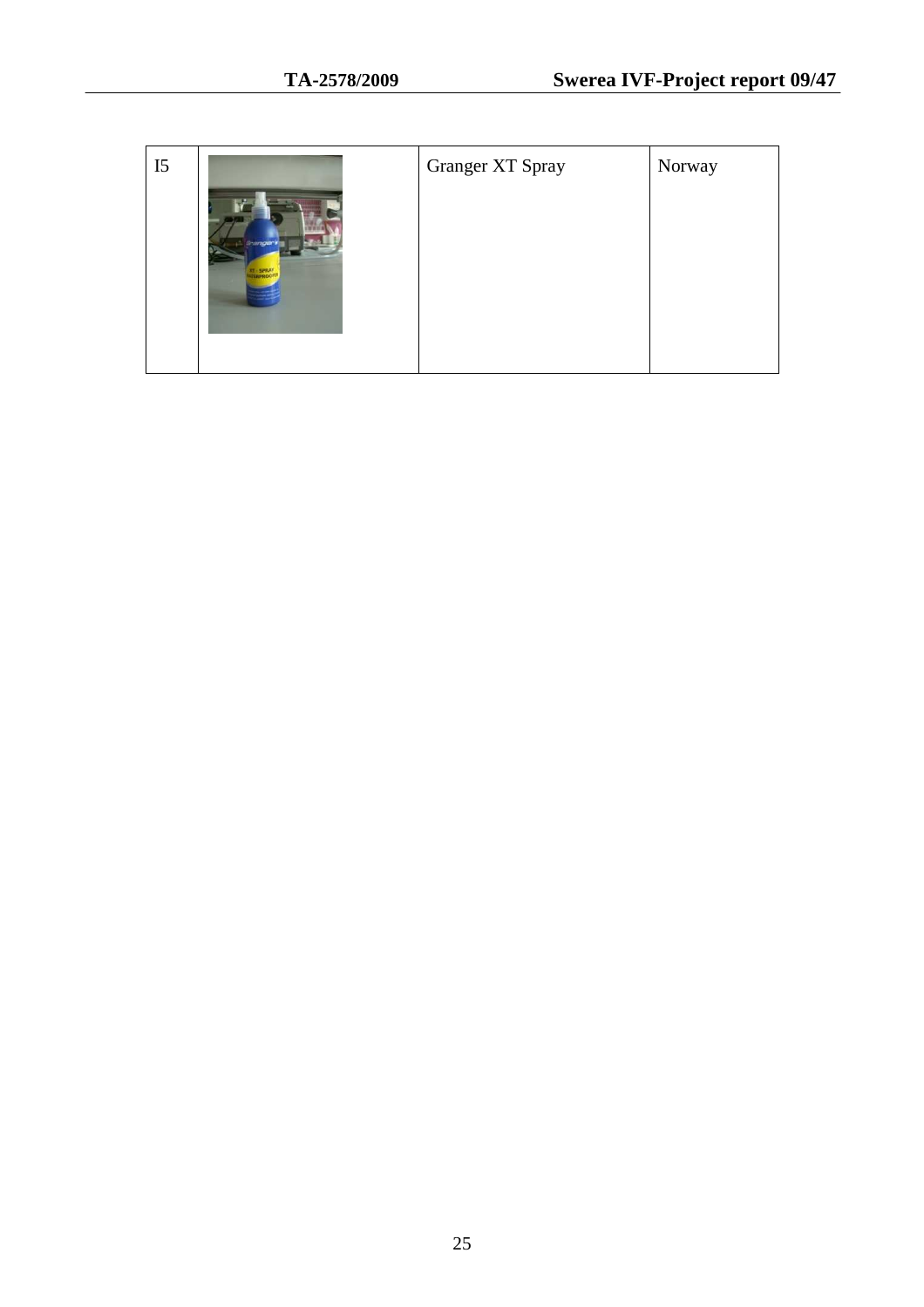| I5 | | Granger XT Spray | Norway |
|---|---|---|---|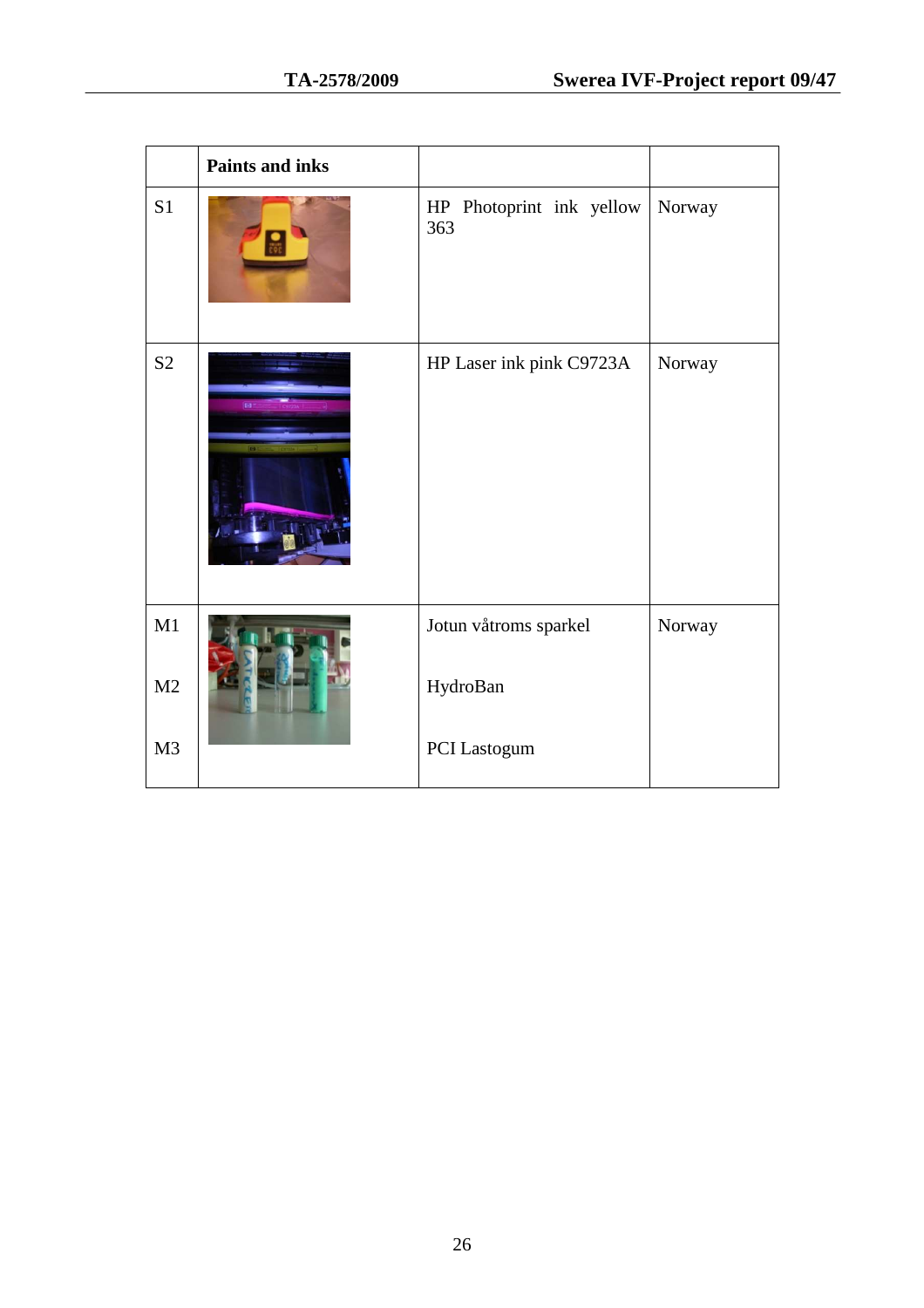| | Paints and inks | | |
|---|---|---|---|
| S1 | | HP Photoprint ink yellow 363 | Norway |
| S2 | | HP Laser ink pink C9723A | Norway |
| M1 | | Jotun våtroms sparkel | Norway |
| M2 | | HydroBan | |
| M3 | | PCI Lastogum | |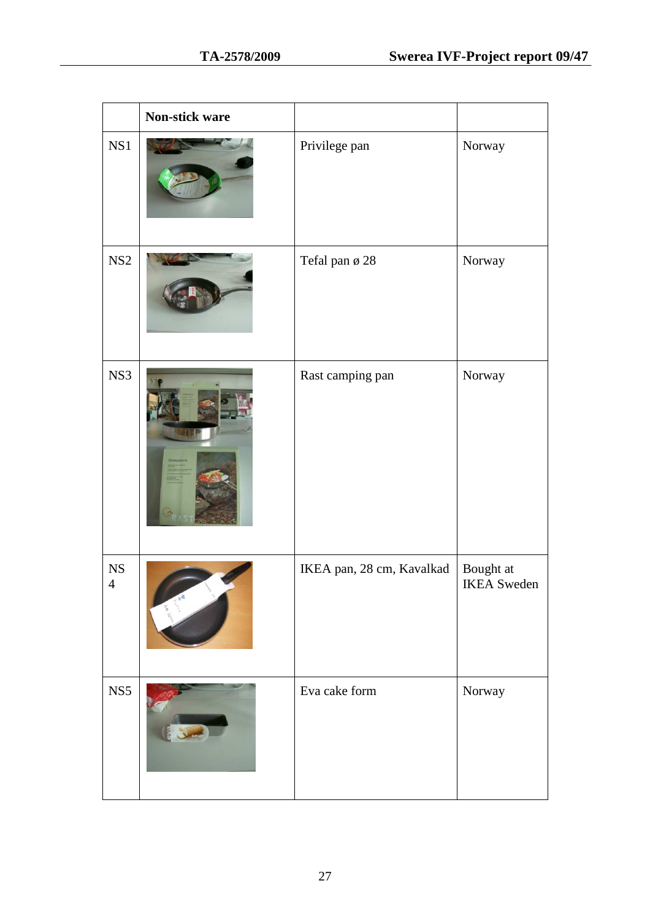| | Non-stick ware | | |
|---|---|---|---|
| NS1 | | Privilege pan | Norway |
| NS2 | | Tefal pan ø 28 | Norway |
| NS3 | | Rast camping pan | Norway |
| NS 4 | | IKEA pan, 28 cm, Kavalkad | Bought at IKEA Sweden |
| NS5 | | Eva cake form | Norway |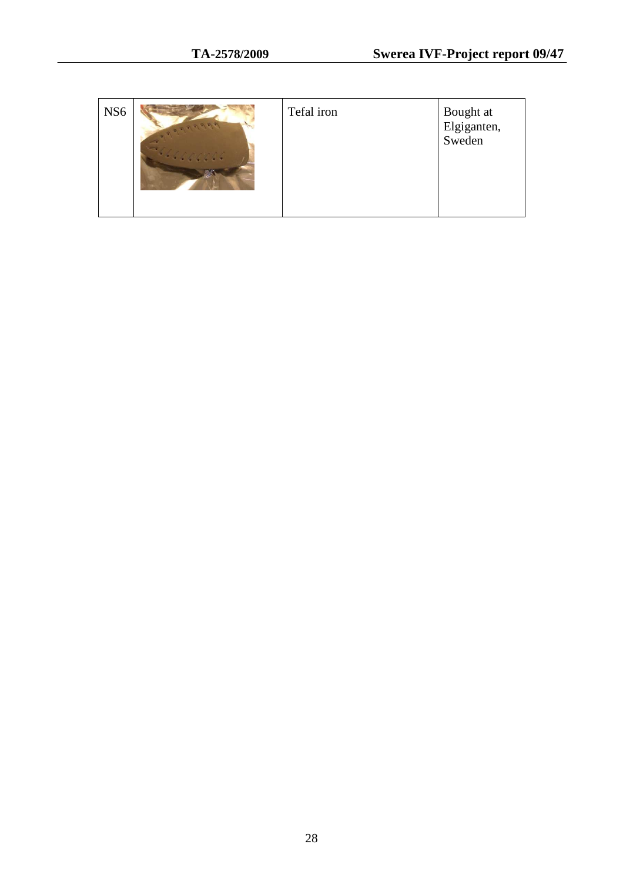| NS6 | | Tefal iron | Bought at Elgiganten, Sweden |
|---|---|---|---|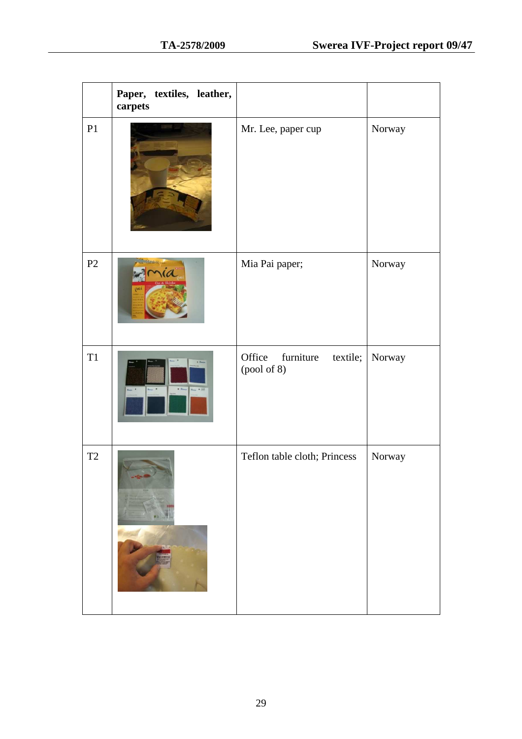| | Paper, textiles, leather, carpets | | |
|---|---|---|---|
| P1 | | Mr. Lee, paper cup | Norway |
| P2 | | Mia Pai paper; | Norway |
| T1 | | Office furniture textile; (pool of 8) | Norway |
| T2 | | Teflon table cloth; Princess | Norway |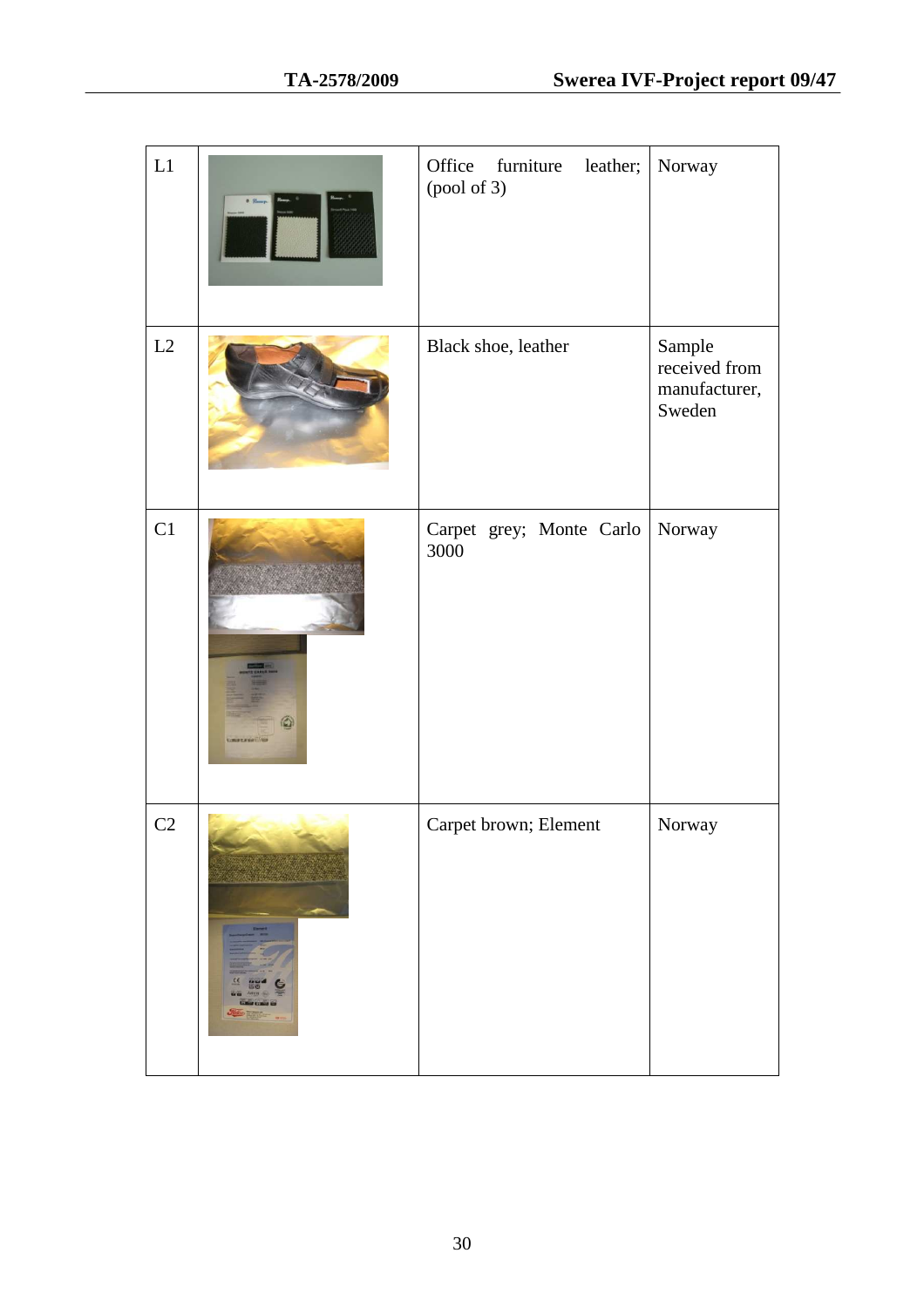| | | | |
|---|---|---|---|
| L1 | | Office furniture leather; (pool of 3) | Norway |
| L2 | | Black shoe, leather | Sample received from manufacturer, Sweden |
| C1 | | Carpet grey; Monte Carlo 3000 | Norway |
| C2 | | Carpet brown; Element | Norway |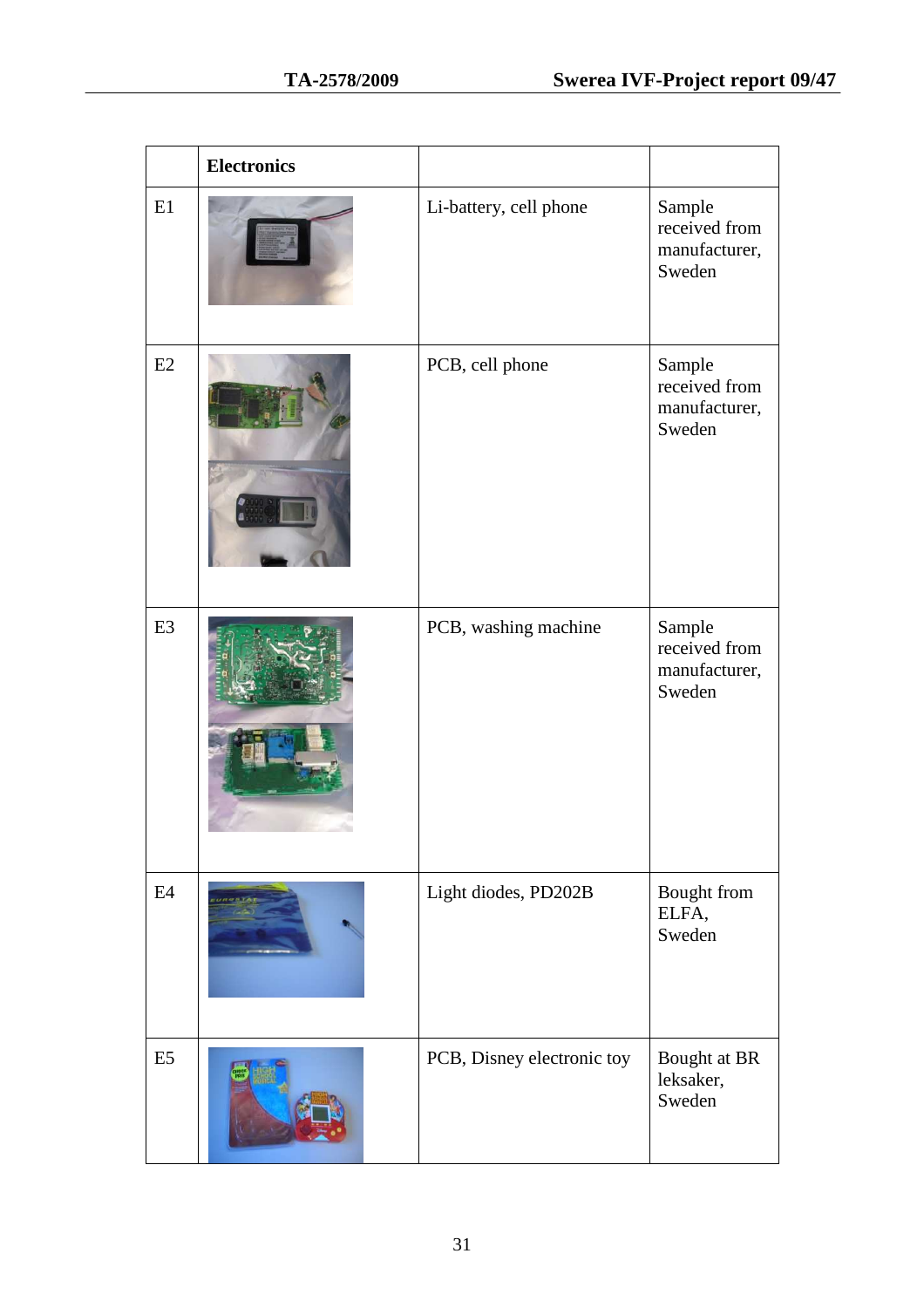|  | Electronics |  |  |
|---|---|---|---|
| E1 |  | Li-battery, cell phone | Sample received from manufacturer, Sweden |
| E2 |  | PCB, cell phone | Sample received from manufacturer, Sweden |
| E3 |  | PCB, washing machine | Sample received from manufacturer, Sweden |
| E4 |  | Light diodes, PD202B | Bought from ELFA, Sweden |
| E5 |  | PCB, Disney electronic toy | Bought at BR leksaker, Sweden |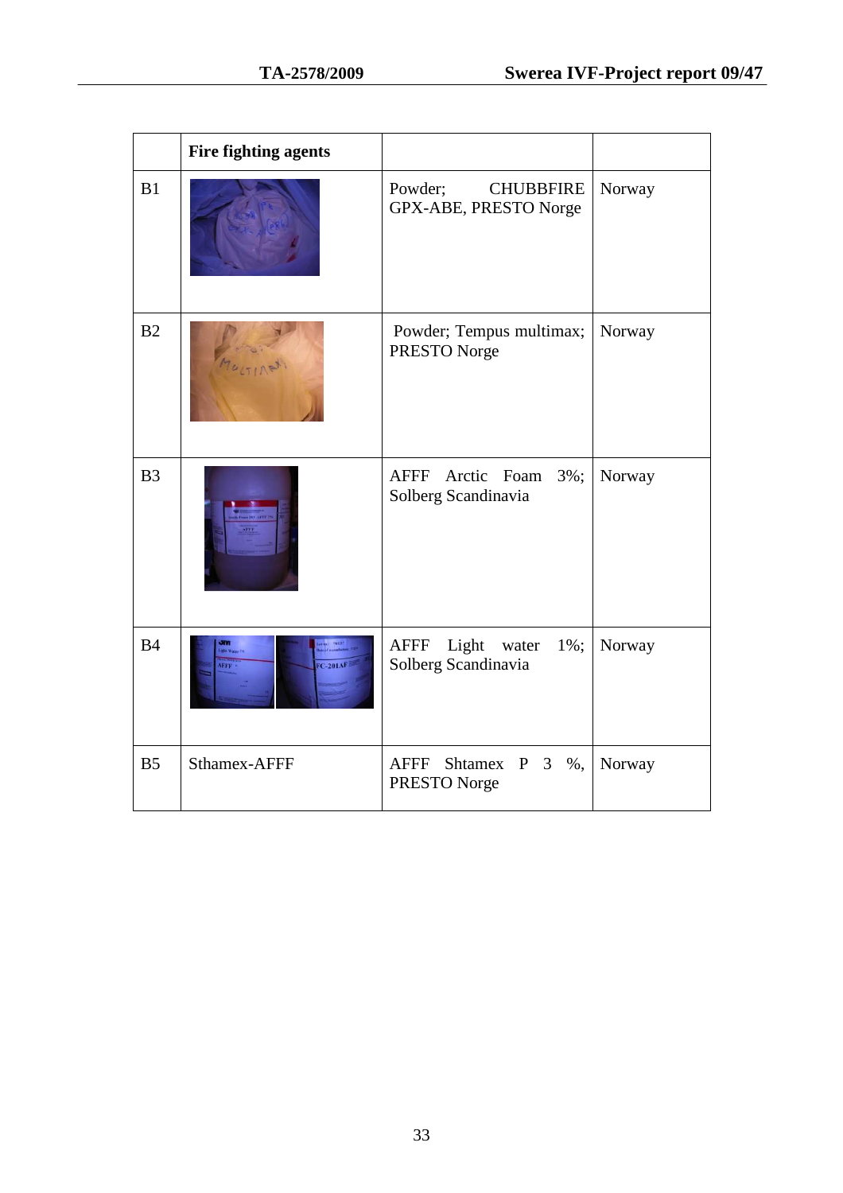| | Fire fighting agents | | |
|---|---|---|---|
| B1 | | Powder; CHUBBFIRE GPX-ABE, PRESTO Norge | Norway |
| B2 | | Powder; Tempus multimax; PRESTO Norge | Norway |
| B3 | | AFFF Arctic Foam 3%; Solberg Scandinavia | Norway |
| B4 | | AFFF Light water 1%; Solberg Scandinavia | Norway |
| B5 | Sthamex-AFFF | AFFF Shtamex P 3 %, PRESTO Norge | Norway |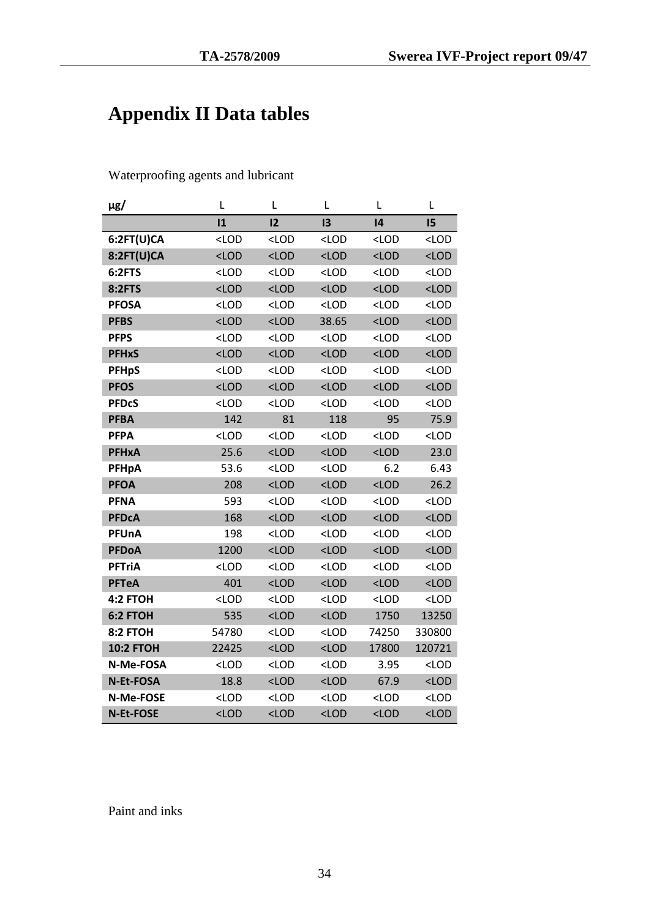# Appendix II Data tables

Waterproofing agents and lubricant

| μg/ | L | L | L | L | L |
|---|---|---|---|---|---|
| | I1 | I2 | I3 | I4 | I5 |
| 6:2FT(U)CA | <LOD | <LOD | <LOD | <LOD | <LOD |
| 8:2FT(U)CA | <LOD | <LOD | <LOD | <LOD | <LOD |
| 6:2FTS | <LOD | <LOD | <LOD | <LOD | <LOD |
| 8:2FTS | <LOD | <LOD | <LOD | <LOD | <LOD |
| PFOSA | <LOD | <LOD | <LOD | <LOD | <LOD |
| PFBS | <LOD | <LOD | 38.65 | <LOD | <LOD |
| PFPS | <LOD | <LOD | <LOD | <LOD | <LOD |
| PFHxS | <LOD | <LOD | <LOD | <LOD | <LOD |
| PFHpS | <LOD | <LOD | <LOD | <LOD | <LOD |
| PFOS | <LOD | <LOD | <LOD | <LOD | <LOD |
| PFDcS | <LOD | <LOD | <LOD | <LOD | <LOD |
| PFBA | 142 | 81 | 118 | 95 | 75.9 |
| PFPA | <LOD | <LOD | <LOD | <LOD | <LOD |
| PFHxA | 25.6 | <LOD | <LOD | <LOD | 23.0 |
| PFHpA | 53.6 | <LOD | <LOD | 6.2 | 6.43 |
| PFOA | 208 | <LOD | <LOD | <LOD | 26.2 |
| PFNA | 593 | <LOD | <LOD | <LOD | <LOD |
| PFDcA | 168 | <LOD | <LOD | <LOD | <LOD |
| PFUnA | 198 | <LOD | <LOD | <LOD | <LOD |
| PFDoA | 1200 | <LOD | <LOD | <LOD | <LOD |
| PFTriA | <LOD | <LOD | <LOD | <LOD | <LOD |
| PFTeA | 401 | <LOD | <LOD | <LOD | <LOD |
| 4:2 FTOH | <LOD | <LOD | <LOD | <LOD | <LOD |
| 6:2 FTOH | 535 | <LOD | <LOD | 1750 | 13250 |
| 8:2 FTOH | 54780 | <LOD | <LOD | 74250 | 330800 |
| 10:2 FTOH | 22425 | <LOD | <LOD | 17800 | 120721 |
| N-Me-FOSA | <LOD | <LOD | <LOD | 3.95 | <LOD |
| N-Et-FOSA | 18.8 | <LOD | <LOD | 67.9 | <LOD |
| N-Me-FOSE | <LOD | <LOD | <LOD | <LOD | <LOD |
| N-Et-FOSE | <LOD | <LOD | <LOD | <LOD | <LOD |

Paint and inks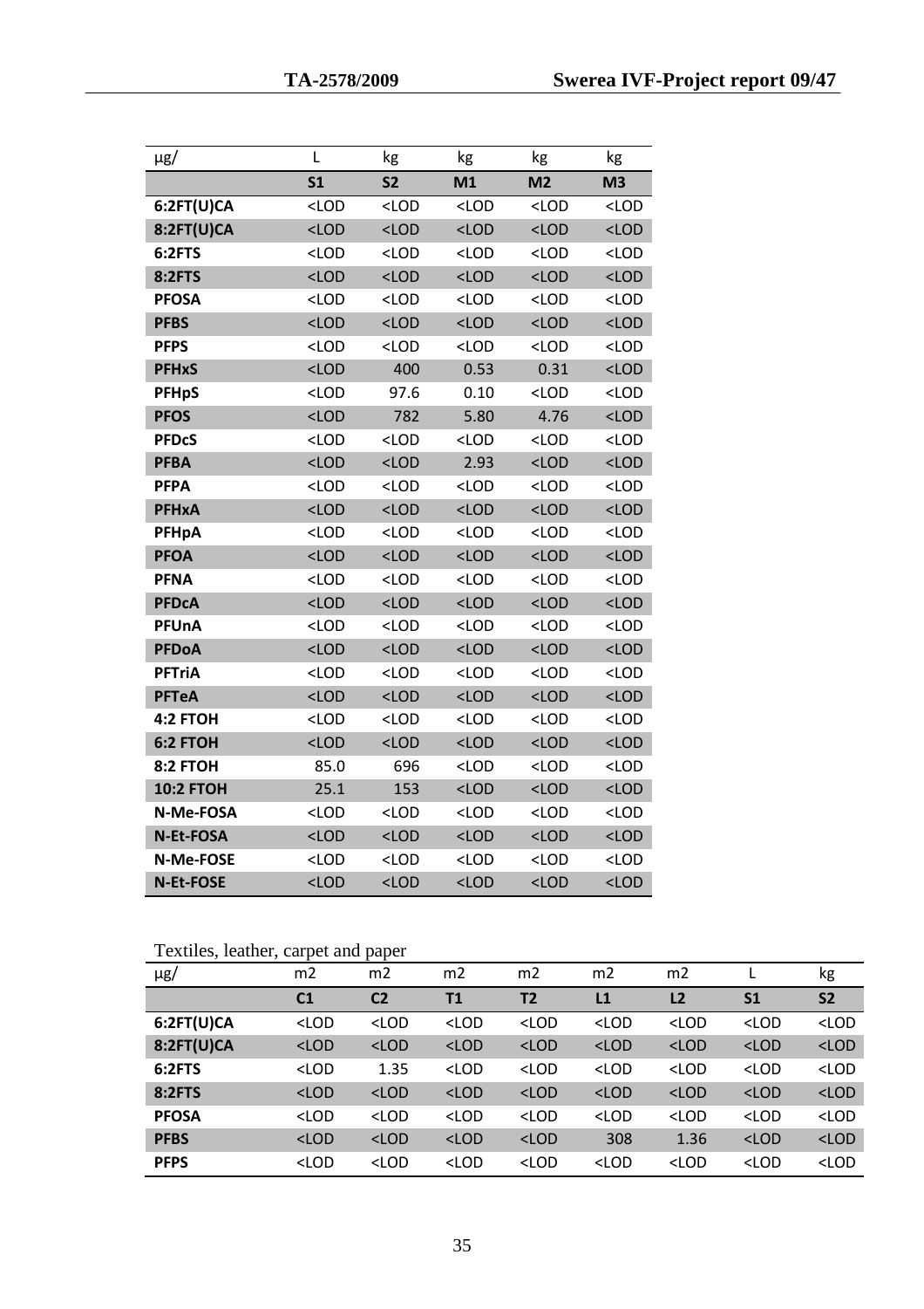| µg/ | L | kg | kg | kg | kg |
|---|---|---|---|---|---|
| | **S1** | **S2** | **M1** | **M2** | **M3** |
| **6:2FT(U)CA** | <LOD | <LOD | <LOD | <LOD | <LOD |
| **8:2FT(U)CA** | <LOD | <LOD | <LOD | <LOD | <LOD |
| **6:2FTS** | <LOD | <LOD | <LOD | <LOD | <LOD |
| **8:2FTS** | <LOD | <LOD | <LOD | <LOD | <LOD |
| **PFOSA** | <LOD | <LOD | <LOD | <LOD | <LOD |
| **PFBS** | <LOD | <LOD | <LOD | <LOD | <LOD |
| **PFPS** | <LOD | <LOD | <LOD | <LOD | <LOD |
| **PFHxS** | <LOD | 400 | 0.53 | 0.31 | <LOD |
| **PFHpS** | <LOD | 97.6 | 0.10 | <LOD | <LOD |
| **PFOS** | <LOD | 782 | 5.80 | 4.76 | <LOD |
| **PFDcS** | <LOD | <LOD | <LOD | <LOD | <LOD |
| **PFBA** | <LOD | <LOD | 2.93 | <LOD | <LOD |
| **PFPA** | <LOD | <LOD | <LOD | <LOD | <LOD |
| **PFHxA** | <LOD | <LOD | <LOD | <LOD | <LOD |
| **PFHpA** | <LOD | <LOD | <LOD | <LOD | <LOD |
| **PFOA** | <LOD | <LOD | <LOD | <LOD | <LOD |
| **PFNA** | <LOD | <LOD | <LOD | <LOD | <LOD |
| **PFDcA** | <LOD | <LOD | <LOD | <LOD | <LOD |
| **PFUnA** | <LOD | <LOD | <LOD | <LOD | <LOD |
| **PFDoA** | <LOD | <LOD | <LOD | <LOD | <LOD |
| **PFTriA** | <LOD | <LOD | <LOD | <LOD | <LOD |
| **PFTeA** | <LOD | <LOD | <LOD | <LOD | <LOD |
| **4:2 FTOH** | <LOD | <LOD | <LOD | <LOD | <LOD |
| **6:2 FTOH** | <LOD | <LOD | <LOD | <LOD | <LOD |
| **8:2 FTOH** | 85.0 | 696 | <LOD | <LOD | <LOD |
| **10:2 FTOH** | 25.1 | 153 | <LOD | <LOD | <LOD |
| **N-Me-FOSA** | <LOD | <LOD | <LOD | <LOD | <LOD |
| **N-Et-FOSA** | <LOD | <LOD | <LOD | <LOD | <LOD |
| **N-Me-FOSE** | <LOD | <LOD | <LOD | <LOD | <LOD |
| **N-Et-FOSE** | <LOD | <LOD | <LOD | <LOD | <LOD |

Textiles, leather, carpet and paper

| µg/ | m2 | m2 | m2 | m2 | m2 | m2 | L | kg |
|---|---|---|---|---|---|---|---|---|
| | **C1** | **C2** | **T1** | **T2** | **L1** | **L2** | **S1** | **S2** |
| **6:2FT(U)CA** | <LOD | <LOD | <LOD | <LOD | <LOD | <LOD | <LOD | <LOD |
| **8:2FT(U)CA** | <LOD | <LOD | <LOD | <LOD | <LOD | <LOD | <LOD | <LOD |
| **6:2FTS** | <LOD | 1.35 | <LOD | <LOD | <LOD | <LOD | <LOD | <LOD |
| **8:2FTS** | <LOD | <LOD | <LOD | <LOD | <LOD | <LOD | <LOD | <LOD |
| **PFOSA** | <LOD | <LOD | <LOD | <LOD | <LOD | <LOD | <LOD | <LOD |
| **PFBS** | <LOD | <LOD | <LOD | <LOD | 308 | 1.36 | <LOD | <LOD |
| **PFPS** | <LOD | <LOD | <LOD | <LOD | <LOD | <LOD | <LOD | <LOD |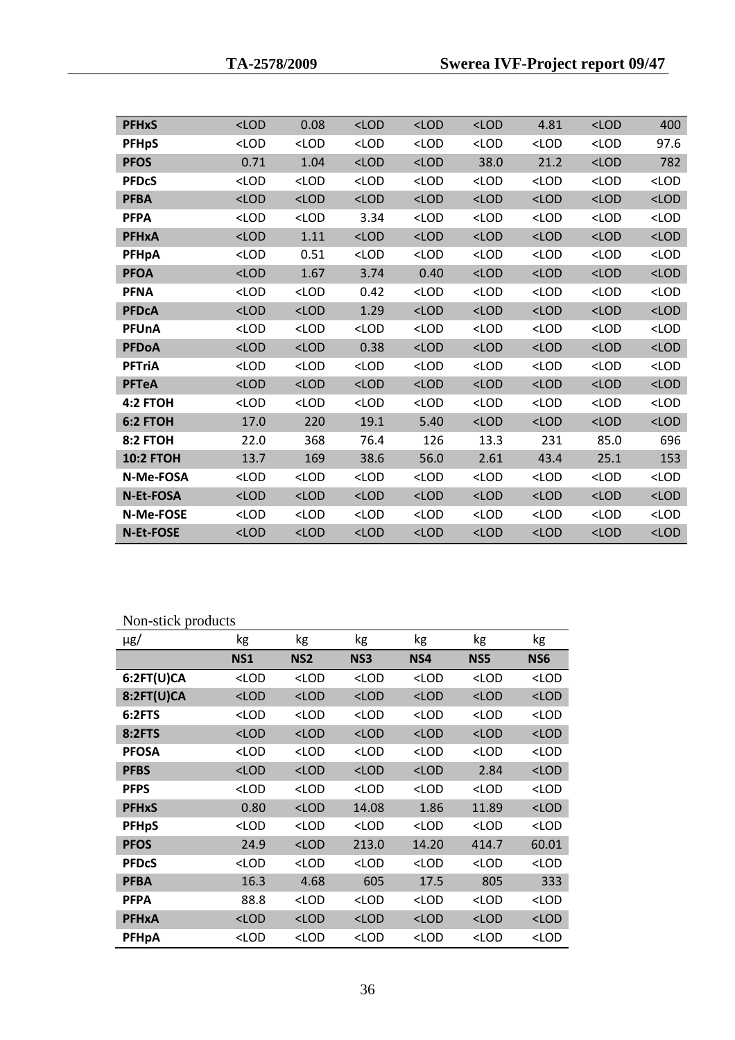| PFHxS | <LOD | 0.08 | <LOD | <LOD | <LOD | 4.81 | <LOD | 400 |
|---|---|---|---|---|---|---|---|---|
| PFHpS | <LOD | <LOD | <LOD | <LOD | <LOD | <LOD | <LOD | 97.6 |
| PFOS | 0.71 | 1.04 | <LOD | <LOD | 38.0 | 21.2 | <LOD | 782 |
| PFDcS | <LOD | <LOD | <LOD | <LOD | <LOD | <LOD | <LOD | <LOD |
| PFBA | <LOD | <LOD | <LOD | <LOD | <LOD | <LOD | <LOD | <LOD |
| PFPA | <LOD | <LOD | 3.34 | <LOD | <LOD | <LOD | <LOD | <LOD |
| PFHxA | <LOD | 1.11 | <LOD | <LOD | <LOD | <LOD | <LOD | <LOD |
| PFHpA | <LOD | 0.51 | <LOD | <LOD | <LOD | <LOD | <LOD | <LOD |
| PFOA | <LOD | 1.67 | 3.74 | 0.40 | <LOD | <LOD | <LOD | <LOD |
| PFNA | <LOD | <LOD | 0.42 | <LOD | <LOD | <LOD | <LOD | <LOD |
| PFDcA | <LOD | <LOD | 1.29 | <LOD | <LOD | <LOD | <LOD | <LOD |
| PFUnA | <LOD | <LOD | <LOD | <LOD | <LOD | <LOD | <LOD | <LOD |
| PFDoA | <LOD | <LOD | 0.38 | <LOD | <LOD | <LOD | <LOD | <LOD |
| PFTriA | <LOD | <LOD | <LOD | <LOD | <LOD | <LOD | <LOD | <LOD |
| PFTeA | <LOD | <LOD | <LOD | <LOD | <LOD | <LOD | <LOD | <LOD |
| 4:2 FTOH | <LOD | <LOD | <LOD | <LOD | <LOD | <LOD | <LOD | <LOD |
| 6:2 FTOH | 17.0 | 220 | 19.1 | 5.40 | <LOD | <LOD | <LOD | <LOD |
| 8:2 FTOH | 22.0 | 368 | 76.4 | 126 | 13.3 | 231 | 85.0 | 696 |
| 10:2 FTOH | 13.7 | 169 | 38.6 | 56.0 | 2.61 | 43.4 | 25.1 | 153 |
| N-Me-FOSA | <LOD | <LOD | <LOD | <LOD | <LOD | <LOD | <LOD | <LOD |
| N-Et-FOSA | <LOD | <LOD | <LOD | <LOD | <LOD | <LOD | <LOD | <LOD |
| N-Me-FOSE | <LOD | <LOD | <LOD | <LOD | <LOD | <LOD | <LOD | <LOD |
| N-Et-FOSE | <LOD | <LOD | <LOD | <LOD | <LOD | <LOD | <LOD | <LOD |

Non-stick products

| μg/ | kg | kg | kg | kg | kg | kg |
|---|---|---|---|---|---|---|
| | **NS1** | **NS2** | **NS3** | **NS4** | **NS5** | **NS6** |
| **6:2FT(U)CA** | <LOD | <LOD | <LOD | <LOD | <LOD | <LOD |
| **8:2FT(U)CA** | <LOD | <LOD | <LOD | <LOD | <LOD | <LOD |
| **6:2FTS** | <LOD | <LOD | <LOD | <LOD | <LOD | <LOD |
| **8:2FTS** | <LOD | <LOD | <LOD | <LOD | <LOD | <LOD |
| **PFOSA** | <LOD | <LOD | <LOD | <LOD | <LOD | <LOD |
| **PFBS** | <LOD | <LOD | <LOD | <LOD | 2.84 | <LOD |
| **PFPS** | <LOD | <LOD | <LOD | <LOD | <LOD | <LOD |
| **PFHxS** | 0.80 | <LOD | 14.08 | 1.86 | 11.89 | <LOD |
| **PFHpS** | <LOD | <LOD | <LOD | <LOD | <LOD | <LOD |
| **PFOS** | 24.9 | <LOD | 213.0 | 14.20 | 414.7 | 60.01 |
| **PFDcS** | <LOD | <LOD | <LOD | <LOD | <LOD | <LOD |
| **PFBA** | 16.3 | 4.68 | 605 | 17.5 | 805 | 333 |
| **PFPA** | 88.8 | <LOD | <LOD | <LOD | <LOD | <LOD |
| **PFHxA** | <LOD | <LOD | <LOD | <LOD | <LOD | <LOD |
| **PFHpA** | <LOD | <LOD | <LOD | <LOD | <LOD | <LOD |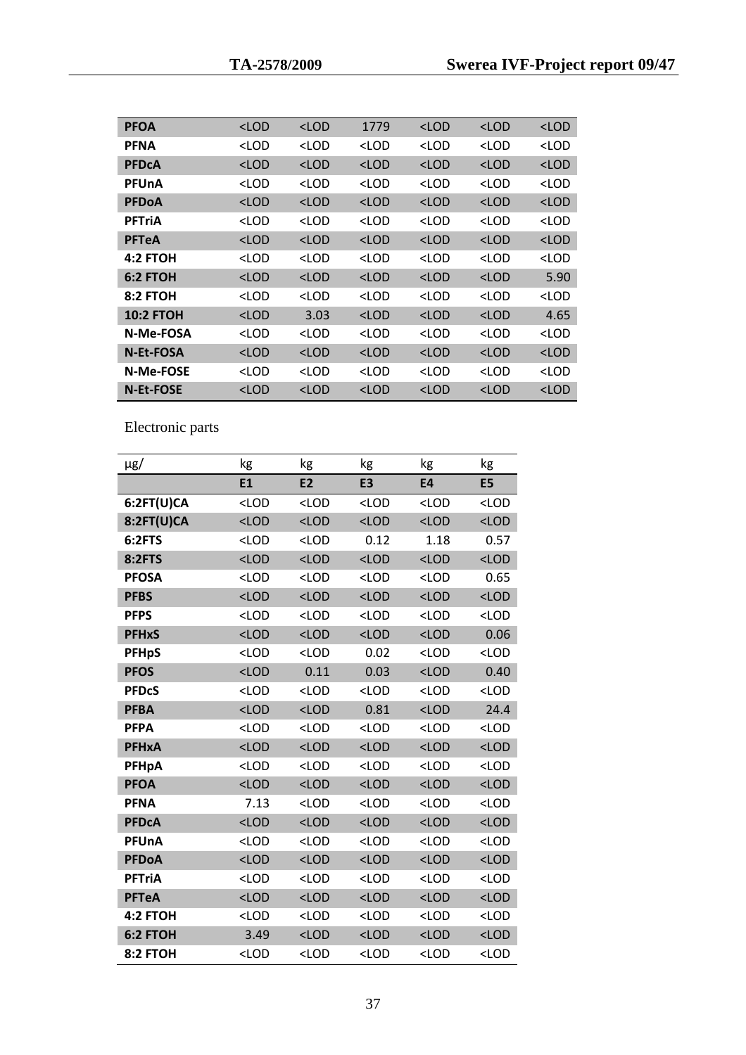| | | | | | | |
|---|---|---|---|---|---|---|
| **PFOA** | <LOD | <LOD | 1779 | <LOD | <LOD | <LOD |
| **PFNA** | <LOD | <LOD | <LOD | <LOD | <LOD | <LOD |
| **PFDcA** | <LOD | <LOD | <LOD | <LOD | <LOD | <LOD |
| **PFUnA** | <LOD | <LOD | <LOD | <LOD | <LOD | <LOD |
| **PFDoA** | <LOD | <LOD | <LOD | <LOD | <LOD | <LOD |
| **PFTriA** | <LOD | <LOD | <LOD | <LOD | <LOD | <LOD |
| **PFTeA** | <LOD | <LOD | <LOD | <LOD | <LOD | <LOD |
| **4:2 FTOH** | <LOD | <LOD | <LOD | <LOD | <LOD | <LOD |
| **6:2 FTOH** | <LOD | <LOD | <LOD | <LOD | <LOD | 5.90 |
| **8:2 FTOH** | <LOD | <LOD | <LOD | <LOD | <LOD | <LOD |
| **10:2 FTOH** | <LOD | 3.03 | <LOD | <LOD | <LOD | 4.65 |
| **N-Me-FOSA** | <LOD | <LOD | <LOD | <LOD | <LOD | <LOD |
| **N-Et-FOSA** | <LOD | <LOD | <LOD | <LOD | <LOD | <LOD |
| **N-Me-FOSE** | <LOD | <LOD | <LOD | <LOD | <LOD | <LOD |
| **N-Et-FOSE** | <LOD | <LOD | <LOD | <LOD | <LOD | <LOD |

Electronic parts

| µg/ | kg | kg | kg | kg | kg |
|---|---|---|---|---|---|
| | **E1** | **E2** | **E3** | **E4** | **E5** |
| **6:2FT(U)CA** | <LOD | <LOD | <LOD | <LOD | <LOD |
| **8:2FT(U)CA** | <LOD | <LOD | <LOD | <LOD | <LOD |
| **6:2FTS** | <LOD | <LOD | 0.12 | 1.18 | 0.57 |
| **8:2FTS** | <LOD | <LOD | <LOD | <LOD | <LOD |
| **PFOSA** | <LOD | <LOD | <LOD | <LOD | 0.65 |
| **PFBS** | <LOD | <LOD | <LOD | <LOD | <LOD |
| **PFPS** | <LOD | <LOD | <LOD | <LOD | <LOD |
| **PFHxS** | <LOD | <LOD | <LOD | <LOD | 0.06 |
| **PFHpS** | <LOD | <LOD | 0.02 | <LOD | <LOD |
| **PFOS** | <LOD | 0.11 | 0.03 | <LOD | 0.40 |
| **PFDcS** | <LOD | <LOD | <LOD | <LOD | <LOD |
| **PFBA** | <LOD | <LOD | 0.81 | <LOD | 24.4 |
| **PFPA** | <LOD | <LOD | <LOD | <LOD | <LOD |
| **PFHxA** | <LOD | <LOD | <LOD | <LOD | <LOD |
| **PFHpA** | <LOD | <LOD | <LOD | <LOD | <LOD |
| **PFOA** | <LOD | <LOD | <LOD | <LOD | <LOD |
| **PFNA** | 7.13 | <LOD | <LOD | <LOD | <LOD |
| **PFDcA** | <LOD | <LOD | <LOD | <LOD | <LOD |
| **PFUnA** | <LOD | <LOD | <LOD | <LOD | <LOD |
| **PFDoA** | <LOD | <LOD | <LOD | <LOD | <LOD |
| **PFTriA** | <LOD | <LOD | <LOD | <LOD | <LOD |
| **PFTeA** | <LOD | <LOD | <LOD | <LOD | <LOD |
| **4:2 FTOH** | <LOD | <LOD | <LOD | <LOD | <LOD |
| **6:2 FTOH** | 3.49 | <LOD | <LOD | <LOD | <LOD |
| **8:2 FTOH** | <LOD | <LOD | <LOD | <LOD | <LOD |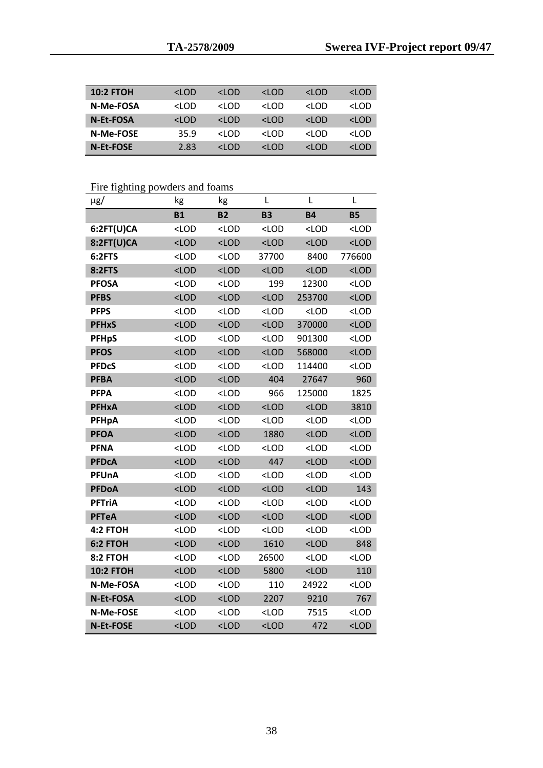| | | | | | |
|---|---|---|---|---|---|
| **10:2 FTOH** | <LOD | <LOD | <LOD | <LOD | <LOD |
| **N-Me-FOSA** | <LOD | <LOD | <LOD | <LOD | <LOD |
| **N-Et-FOSA** | <LOD | <LOD | <LOD | <LOD | <LOD |
| **N-Me-FOSE** | 35.9 | <LOD | <LOD | <LOD | <LOD |
| **N-Et-FOSE** | 2.83 | <LOD | <LOD | <LOD | <LOD |

Fire fighting powders and foams

| μg/ | kg | kg | L | L | L |
|---|---|---|---|---|---|
| | **B1** | **B2** | **B3** | **B4** | **B5** |
| **6:2FT(U)CA** | <LOD | <LOD | <LOD | <LOD | <LOD |
| **8:2FT(U)CA** | <LOD | <LOD | <LOD | <LOD | <LOD |
| **6:2FTS** | <LOD | <LOD | 37700 | 8400 | 776600 |
| **8:2FTS** | <LOD | <LOD | <LOD | <LOD | <LOD |
| **PFOSA** | <LOD | <LOD | 199 | 12300 | <LOD |
| **PFBS** | <LOD | <LOD | <LOD | 253700 | <LOD |
| **PFPS** | <LOD | <LOD | <LOD | <LOD | <LOD |
| **PFHxS** | <LOD | <LOD | <LOD | 370000 | <LOD |
| **PFHpS** | <LOD | <LOD | <LOD | 901300 | <LOD |
| **PFOS** | <LOD | <LOD | <LOD | 568000 | <LOD |
| **PFDcS** | <LOD | <LOD | <LOD | 114400 | <LOD |
| **PFBA** | <LOD | <LOD | 404 | 27647 | 960 |
| **PFPA** | <LOD | <LOD | 966 | 125000 | 1825 |
| **PFHxA** | <LOD | <LOD | <LOD | <LOD | 3810 |
| **PFHpA** | <LOD | <LOD | <LOD | <LOD | <LOD |
| **PFOA** | <LOD | <LOD | 1880 | <LOD | <LOD |
| **PFNA** | <LOD | <LOD | <LOD | <LOD | <LOD |
| **PFDcA** | <LOD | <LOD | 447 | <LOD | <LOD |
| **PFUnA** | <LOD | <LOD | <LOD | <LOD | <LOD |
| **PFDoA** | <LOD | <LOD | <LOD | <LOD | 143 |
| **PFTriA** | <LOD | <LOD | <LOD | <LOD | <LOD |
| **PFTeA** | <LOD | <LOD | <LOD | <LOD | <LOD |
| **4:2 FTOH** | <LOD | <LOD | <LOD | <LOD | <LOD |
| **6:2 FTOH** | <LOD | <LOD | 1610 | <LOD | 848 |
| **8:2 FTOH** | <LOD | <LOD | 26500 | <LOD | <LOD |
| **10:2 FTOH** | <LOD | <LOD | 5800 | <LOD | 110 |
| **N-Me-FOSA** | <LOD | <LOD | 110 | 24922 | <LOD |
| **N-Et-FOSA** | <LOD | <LOD | 2207 | 9210 | 767 |
| **N-Me-FOSE** | <LOD | <LOD | <LOD | 7515 | <LOD |
| **N-Et-FOSE** | <LOD | <LOD | <LOD | 472 | <LOD |